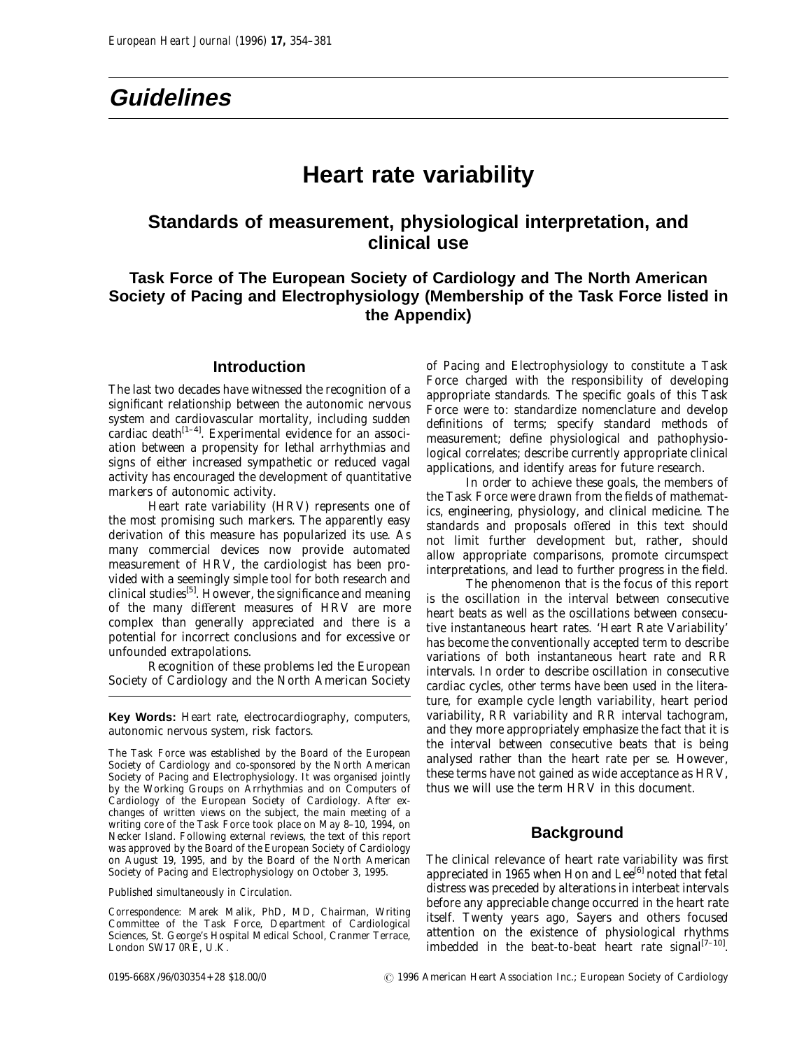# Guidelines

# Heart rate variability

## Standards of measurement, physiological interpretation, and clinical use

### Task Force of The European Society of Cardiology and The North American Society of Pacing and Electrophysiology (Membership of the Task Force listed in the Appendix)

## Introduction

The last two decades have witnessed the recognition of a significant relationship between the autonomic nervous system and cardiovascular mortality, including sudden cardiac death[1–4]. Experimental evidence for an association between a propensity for lethal arrhythmias and signs of either increased sympathetic or reduced vagal activity has encouraged the development of quantitative markers of autonomic activity.

Heart rate variability (HRV) represents one of the most promising such markers. The apparently easy derivation of this measure has popularized its use. As many commercial devices now provide automated measurement of HRV, the cardiologist has been provided with a seemingly simple tool for both research and clinical studies[5]. However, the significance and meaning of the many different measures of HRV are more complex than generally appreciated and there is a potential for incorrect conclusions and for excessive or unfounded extrapolations.

Recognition of these problems led the European Society of Cardiology and the North American Society of Pacing and Electrophysiology to constitute a Task Force charged with the responsibility of developing appropriate standards. The specific goals of this Task Force were to: standardize nomenclature and develop definitions of terms; specify standard methods of measurement; define physiological and pathophysiological correlates; describe currently appropriate clinical applications, and identify areas for future research.

In order to achieve these goals, the members of the Task Force were drawn from the fields of mathematics, engineering, physiology, and clinical medicine. The standards and proposals offered in this text should not limit further development but, rather, should allow appropriate comparisons, promote circumspect interpretations, and lead to further progress in the field.

The phenomenon that is the focus of this report is the oscillation in the interval between consecutive heart beats as well as the oscillations between consecutive instantaneous heart rates. 'Heart Rate Variability' has become the conventionally accepted term to describe variations of both instantaneous heart rate and RR intervals. In order to describe oscillation in consecutive cardiac cycles, other terms have been used in the literature, for example cycle length variability, heart period variability, RR variability and RR interval tachogram, and they more appropriately emphasize the fact that it is the interval between consecutive beats that is being analysed rather than the heart rate per se. However, these terms have not gained as wide acceptance as HRV, thus we will use the term HRV in this document.

**Key Words:** Heart rate, electrocardiography, computers, autonomic nervous system, risk factors.

The Task Force was established by the Board of the European Society of Cardiology and co-sponsored by the North American Society of Pacing and Electrophysiology. It was organised jointly by the Working Groups on Arrhythmias and on Computers of Cardiology of the European Society of Cardiology. After exchanges of written views on the subject, the main meeting of a writing core of the Task Force took place on May 8–10, 1994, on Necker Island. Following external reviews, the text of this report was approved by the Board of the European Society of Cardiology on August 19, 1995, and by the Board of the North American Society of Pacing and Electrophysiology on October 3, 1995.

Published simultaneously in *Circulation*.

*Correspondence*: Marek Malik, PhD, MD, Chairman, Writing Committee of the Task Force, Department of Cardiological Sciences, St. George's Hospital Medical School, Cranmer Terrace, London SW17 0RE, U.K.

## Background

The clinical relevance of heart rate variability was first appreciated in 1965 when Hon and Lee[6] noted that fetal distress was preceded by alterations in interbeat intervals before any appreciable change occurred in the heart rate itself. Twenty years ago, Sayers and others focused attention on the existence of physiological rhythms imbedded in the beat-to-beat heart rate signal[7–10].

0195-668X/96/030354+28 $18.00/0 © 1996 American Heart Association Inc.; European Society of Cardiology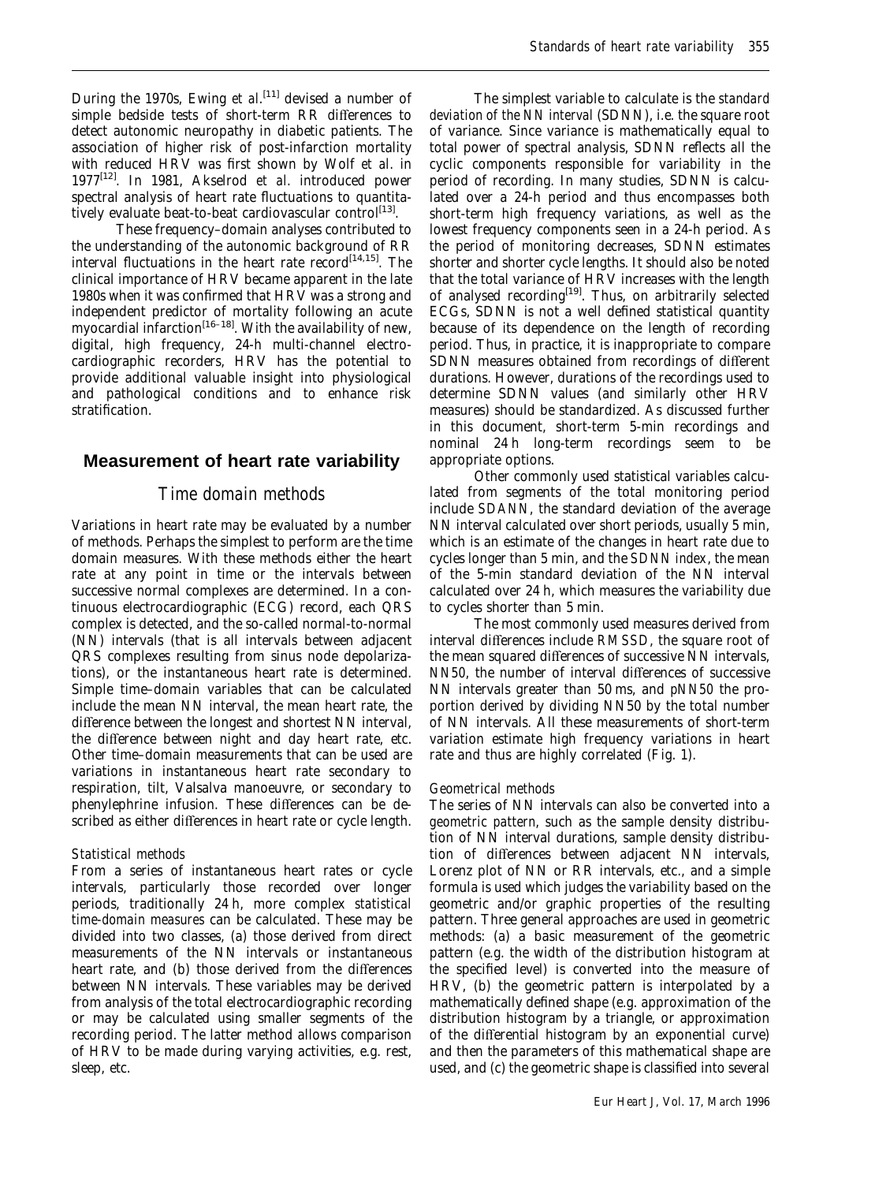During the 1970s, Ewing *et al.*[11] devised a number of simple bedside tests of short-term RR differences to detect autonomic neuropathy in diabetic patients. The association of higher risk of post-infarction mortality with reduced HRV was first shown by Wolf *et al.* in 1977[12]. In 1981, Akselrod *et al.* introduced power spectral analysis of heart rate fluctuations to quantitatively evaluate beat-to-beat cardiovascular control[13].

These frequency–domain analyses contributed to the understanding of the autonomic background of RR interval fluctuations in the heart rate record[14,15]. The clinical importance of HRV became apparent in the late 1980s when it was confirmed that HRV was a strong and independent predictor of mortality following an acute myocardial infarction[16–18]. With the availability of new, digital, high frequency, 24-h multi-channel electrocardiographic recorders, HRV has the potential to provide additional valuable insight into physiological and pathological conditions and to enhance risk stratification.

## Measurement of heart rate variability

### Time domain methods

Variations in heart rate may be evaluated by a number of methods. Perhaps the simplest to perform are the time domain measures. With these methods either the heart rate at any point in time or the intervals between successive normal complexes are determined. In a continuous electrocardiographic (ECG) record, each QRS complex is detected, and the so-called normal-to-normal (NN) intervals (that is all intervals between adjacent QRS complexes resulting from sinus node depolarizations), or the instantaneous heart rate is determined. Simple time–domain variables that can be calculated include the mean NN interval, the mean heart rate, the difference between the longest and shortest NN interval, the difference between night and day heart rate, etc. Other time–domain measurements that can be used are variations in instantaneous heart rate secondary to respiration, tilt, Valsalva manoeuvre, or secondary to phenylephrine infusion. These differences can be described as either differences in heart rate or cycle length.

#### Statistical methods

From a series of instantaneous heart rates or cycle intervals, particularly those recorded over longer periods, traditionally 24 h, more complex *statistical time-domain measures* can be calculated. These may be divided into two classes, (a) those derived from direct measurements of the NN intervals or instantaneous heart rate, and (b) those derived from the differences between NN intervals. These variables may be derived from analysis of the total electrocardiographic recording or may be calculated using smaller segments of the recording period. The latter method allows comparison of HRV to be made during varying activities, e.g. rest, sleep, etc.

The simplest variable to calculate is the *standard deviation of the NN interval* (SDNN), i.e. the square root of variance. Since variance is mathematically equal to total power of spectral analysis, SDNN reflects all the cyclic components responsible for variability in the period of recording. In many studies, SDNN is calculated over a 24-h period and thus encompasses both short-term high frequency variations, as well as the lowest frequency components seen in a 24-h period. As the period of monitoring decreases, SDNN estimates shorter and shorter cycle lengths. It should also be noted that the total variance of HRV increases with the length of analysed recording[19]. Thus, on arbitrarily selected ECGs, SDNN is not a well defined statistical quantity because of its dependence on the length of recording period. Thus, in practice, it is inappropriate to compare SDNN measures obtained from recordings of different durations. However, durations of the recordings used to determine SDNN values (and similarly other HRV measures) should be standardized. As discussed further in this document, short-term 5-min recordings and nominal 24 h long-term recordings seem to be appropriate options.

Other commonly used statistical variables calculated from segments of the total monitoring period include *SDANN*, the standard deviation of the average NN interval calculated over short periods, usually 5 min, which is an estimate of the changes in heart rate due to cycles longer than 5 min, and the *SDNN index*, the mean of the 5-min standard deviation of the NN interval calculated over 24 h, which measures the variability due to cycles shorter than 5 min.

The most commonly used measures derived from interval differences include *RMSSD*, the square root of the mean squared differences of successive NN intervals, *NN50*, the number of interval differences of successive NN intervals greater than 50 ms, and *pNN50* the proportion derived by dividing NN50 by the total number of NN intervals. All these measurements of short-term variation estimate high frequency variations in heart rate and thus are highly correlated (Fig. 1).

#### Geometrical methods

The series of NN intervals can also be converted into a *geometric pattern*, such as the sample density distribution of NN interval durations, sample density distribution of differences between adjacent NN intervals, Lorenz plot of NN or RR intervals, etc., and a simple formula is used which judges the variability based on the geometric and/or graphic properties of the resulting pattern. Three general approaches are used in geometric methods: (a) a basic measurement of the geometric pattern (e.g. the width of the distribution histogram at the specified level) is converted into the measure of HRV, (b) the geometric pattern is interpolated by a mathematically defined shape (e.g. approximation of the distribution histogram by a triangle, or approximation of the differential histogram by an exponential curve) and then the parameters of this mathematical shape are used, and (c) the geometric shape is classified into several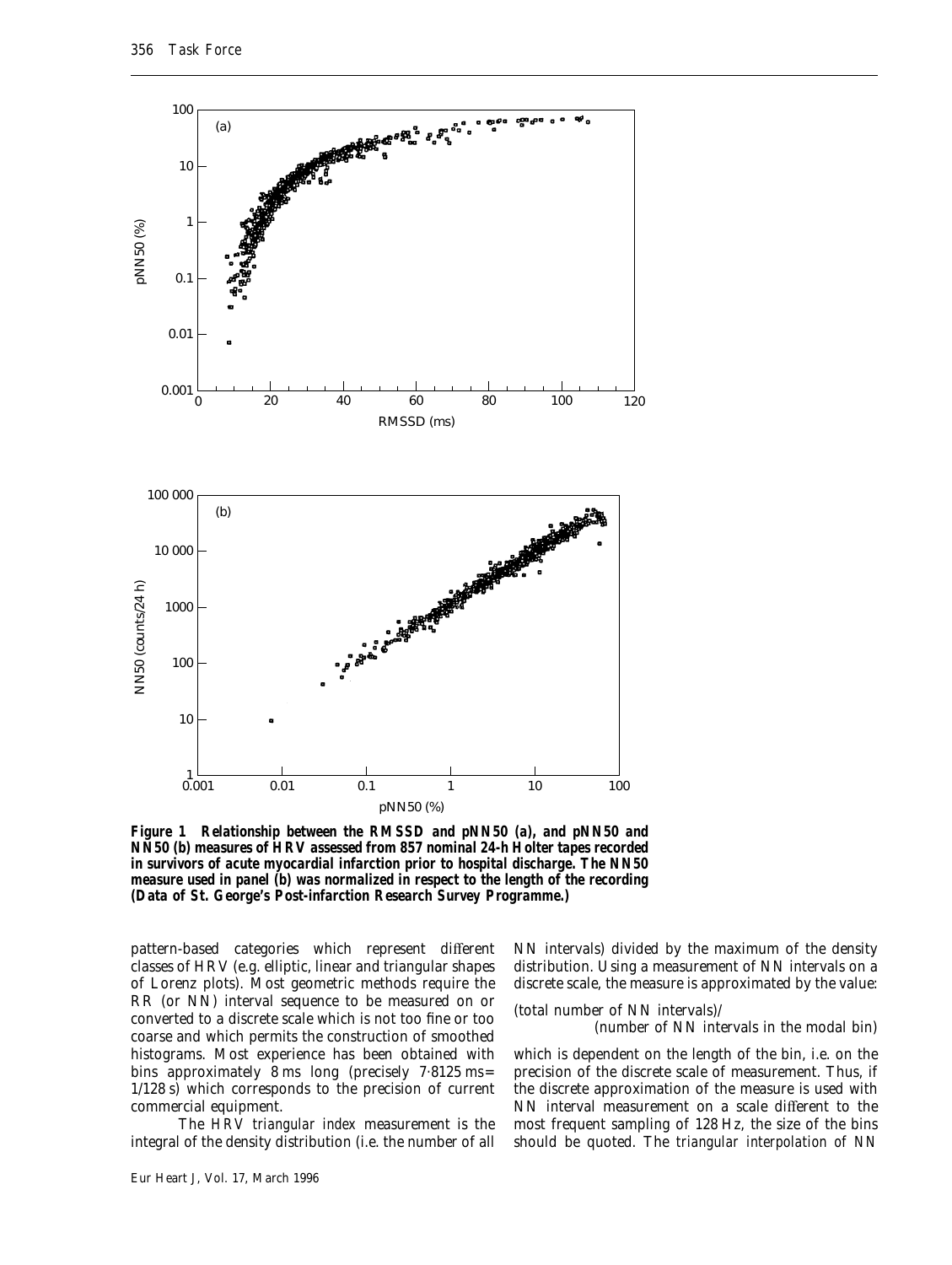Figure 1 Relationship between the RMSSD and pNN50 (a), and pNN50 and NN50 (b) measures of HRV assessed from 857 nominal 24-h Holter tapes recorded in survivors of acute myocardial infarction prior to hospital discharge. The NN50 measure used in panel (b) was normalized in respect to the length of the recording (Data of St. George's Post-infarction Research Survey Programme.)

pattern-based categories which represent different classes of HRV (e.g. elliptic, linear and triangular shapes of Lorenz plots). Most geometric methods require the RR (or NN) interval sequence to be measured on or converted to a discrete scale which is not too fine or too coarse and which permits the construction of smoothed histograms. Most experience has been obtained with bins approximately 8 ms long (precisely 7·8125 ms = 1/128 s) which corresponds to the precision of current commercial equipment.

The *HRV triangular index* measurement is the integral of the density distribution (i.e. the number of all NN intervals) divided by the maximum of the density distribution. Using a measurement of NN intervals on a discrete scale, the measure is approximated by the value:

(total number of NN intervals)/
(number of NN intervals in the modal bin)

which is dependent on the length of the bin, i.e. on the precision of the discrete scale of measurement. Thus, if the discrete approximation of the measure is used with NN interval measurement on a scale different to the most frequent sampling of 128 Hz, the size of the bins should be quoted. The *triangular interpolation of NN*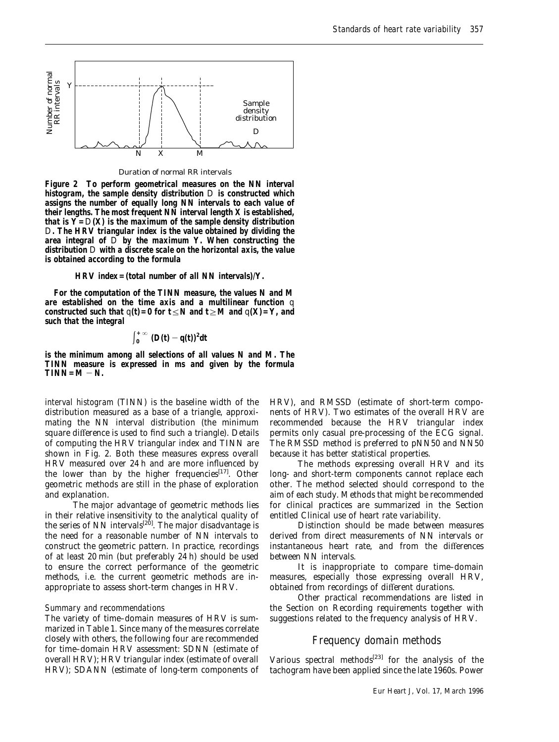Figure 2 To perform geometrical measures on the NN interval histogram, the sample density distribution $D$ is constructed which assigns the number of equally long NN intervals to each value of their lengths. The most frequent NN interval length X is established, that is $Y = D(X)$ is the maximum of the sample density distribution $D$. The HRV triangular index is the value obtained by dividing the area integral of $D$ by the maximum Y. When constructing the distribution $D$ with a discrete scale on the horizontal axis, the value is obtained according to the formula

HRV index = (total number of all NN intervals)/Y.

For the computation of the TINN measure, the values N and M are established on the time axis and a multilinear function $q$ constructed such that $q(t) = 0$ for $t \le N$ and $t \ge M$ and $q(X) = Y$, and such that the integral

$$\int_0^{+\infty} (D(t) - q(t))^2 dt$$

is the minimum among all selections of all values N and M. The TINN measure is expressed in ms and given by the formula $TINN = M - N$.

*interval histogram* (TINN) is the baseline width of the distribution measured as a base of a triangle, approximating the NN interval distribution (the minimum square difference is used to find such a triangle). Details of computing the HRV triangular index and TINN are shown in Fig. 2. Both these measures express overall HRV measured over 24 h and are more influenced by the lower than by the higher frequencies[17]. Other geometric methods are still in the phase of exploration and explanation.

The major advantage of geometric methods lies in their relative insensitivity to the analytical quality of the series of NN intervals[20]. The major disadvantage is the need for a reasonable number of NN intervals to construct the geometric pattern. In practice, recordings of at least 20 min (but preferably 24 h) should be used to ensure the correct performance of the geometric methods, i.e. the current geometric methods are inappropriate to assess short-term changes in HRV.

### *Summary and recommendations*

The variety of time–domain measures of HRV is summarized in Table 1. Since many of the measures correlate closely with others, the following four are recommended for time–domain HRV assessment: SDNN (estimate of overall HRV); HRV triangular index (estimate of overall HRV); SDANN (estimate of long-term components of HRV), and RMSSD (estimate of short-term components of HRV). Two estimates of the overall HRV are recommended because the HRV triangular index permits only casual pre-processing of the ECG signal. The RMSSD method is preferred to pNN50 and NN50 because it has better statistical properties.

The methods expressing overall HRV and its long- and short-term components cannot replace each other. The method selected should correspond to the aim of each study. Methods that might be recommended for clinical practices are summarized in the Section entitled Clinical use of heart rate variability.

Distinction should be made between measures derived from direct measurements of NN intervals or instantaneous heart rate, and from the differences between NN intervals.

It is inappropriate to compare time–domain measures, especially those expressing overall HRV, obtained from recordings of different durations.

Other practical recommendations are listed in the Section on Recording requirements together with suggestions related to the frequency analysis of HRV.

## Frequency domain methods

Various spectral methods[23] for the analysis of the tachogram have been applied since the late 1960s. Power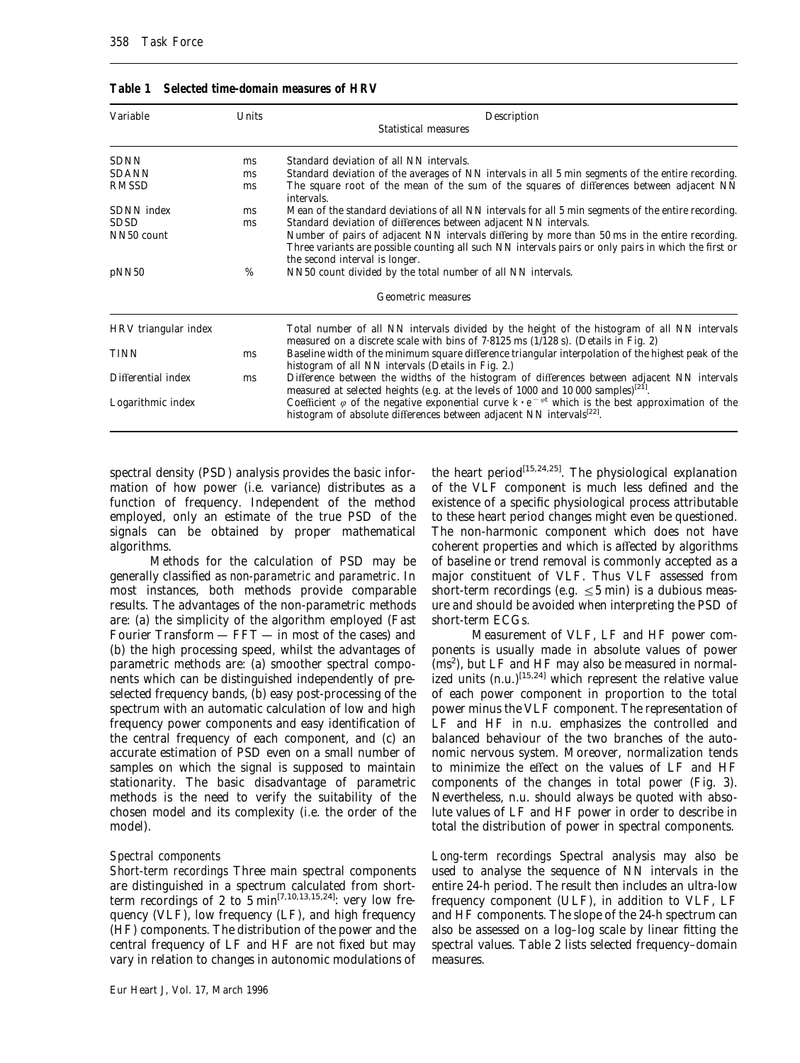**Table 1 Selected time-domain measures of HRV**

| Variable | Units | Description |
|---|---|---|
| | | Statistical measures |
| SDNN | ms | Standard deviation of all NN intervals. |
| SDANN | ms | Standard deviation of the averages of NN intervals in all 5 min segments of the entire recording. |
| RMSSD | ms | The square root of the mean of the sum of the squares of differences between adjacent NN intervals. |
| SDNN index | ms | Mean of the standard deviations of all NN intervals for all 5 min segments of the entire recording. |
| SDSD | ms | Standard deviation of differences between adjacent NN intervals. |
| NN50 count | | Number of pairs of adjacent NN intervals differing by more than 50 ms in the entire recording. Three variants are possible counting all such NN intervals pairs or only pairs in which the first or the second interval is longer. |
| pNN50 | % | NN50 count divided by the total number of all NN intervals. |
| | | Geometric measures |
| HRV triangular index | | Total number of all NN intervals divided by the height of the histogram of all NN intervals measured on a discrete scale with bins of 7·8125 ms (1/128 s). (Details in Fig. 2) |
| TINN | ms | Baseline width of the minimum square difference triangular interpolation of the highest peak of the histogram of all NN intervals (Details in Fig. 2.) |
| Differential index | ms | Difference between the widths of the histogram of differences between adjacent NN intervals measured at selected heights (e.g. at the levels of 1000 and 10 000 samples)[21]. |
| Logarithmic index | | Coefficient $\varphi$ of the negative exponential curve $k \cdot e^{-\varphi t}$ which is the best approximation of the histogram of absolute differences between adjacent NN intervals[22]. |

spectral density (PSD) analysis provides the basic information of how power (i.e. variance) distributes as a function of frequency. Independent of the method employed, only an estimate of the true PSD of the signals can be obtained by proper mathematical algorithms.

Methods for the calculation of PSD may be generally classified as *non-parametric* and *parametric*. In most instances, both methods provide comparable results. The advantages of the non-parametric methods are: (a) the simplicity of the algorithm employed (Fast Fourier Transform — FFT — in most of the cases) and (b) the high processing speed, whilst the advantages of parametric methods are: (a) smoother spectral components which can be distinguished independently of preselected frequency bands, (b) easy post-processing of the spectrum with an automatic calculation of low and high frequency power components and easy identification of the central frequency of each component, and (c) an accurate estimation of PSD even on a small number of samples on which the signal is supposed to maintain stationarity. The basic disadvantage of parametric methods is the need to verify the suitability of the chosen model and its complexity (i.e. the order of the model).

*Spectral components*

*Short-term recordings* Three main spectral components are distinguished in a spectrum calculated from short-term recordings of 2 to 5 min[7,10,13,15,24]: very low frequency (VLF), low frequency (LF), and high frequency (HF) components. The distribution of the power and the central frequency of LF and HF are not fixed but may vary in relation to changes in autonomic modulations of the heart period[15,24,25]. The physiological explanation of the VLF component is much less defined and the existence of a specific physiological process attributable to these heart period changes might even be questioned. The non-harmonic component which does not have coherent properties and which is affected by algorithms of baseline or trend removal is commonly accepted as a major constituent of VLF. Thus VLF assessed from short-term recordings (e.g. $\leq$5 min) is a dubious measure and should be avoided when interpreting the PSD of short-term ECGs.

Measurement of VLF, LF and HF power components is usually made in absolute values of power ($ms^2$), but LF and HF may also be measured in normalized units (n.u.)[15,24] which represent the relative value of each power component in proportion to the total power minus the VLF component. The representation of LF and HF in n.u. emphasizes the controlled and balanced behaviour of the two branches of the autonomic nervous system. Moreover, normalization tends to minimize the effect on the values of LF and HF components of the changes in total power (Fig. 3). Nevertheless, n.u. should always be quoted with absolute values of LF and HF power in order to describe in total the distribution of power in spectral components.

*Long-term recordings* Spectral analysis may also be used to analyse the sequence of NN intervals in the entire 24-h period. The result then includes an ultra-low frequency component (ULF), in addition to VLF, LF and HF components. The slope of the 24-h spectrum can also be assessed on a log–log scale by linear fitting the spectral values. Table 2 lists selected frequency–domain measures.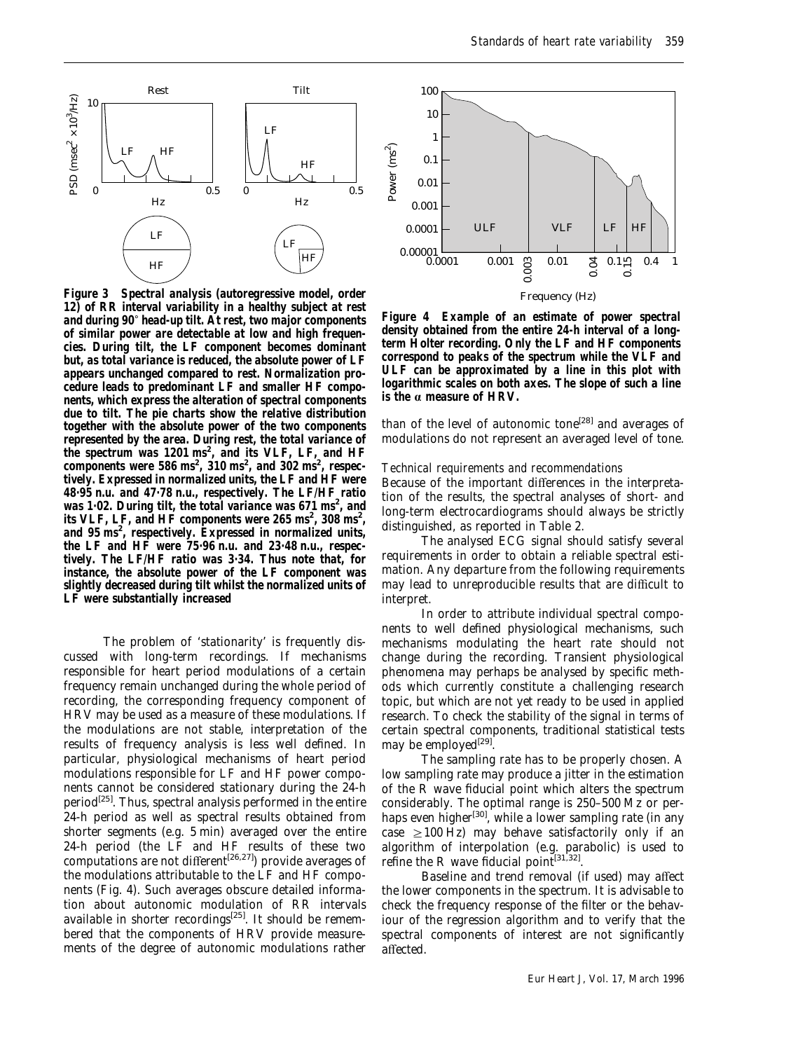**Figure 3 Spectral analysis (autoregressive model, order 12) of RR interval variability in a healthy subject at rest and during 90° head-up tilt. At rest, two major components of similar power are detectable at low and high frequencies. During tilt, the LF component becomes dominant but, as total variance is reduced, the absolute power of LF appears unchanged compared to rest. Normalization procedure leads to predominant LF and smaller HF components, which express the alteration of spectral components due to tilt. The pie charts show the relative distribution together with the absolute power of the two components represented by the area. During rest, the total variance of the spectrum was 1201 ms$^2$, and its VLF, LF, and HF components were 586 ms$^2$, 310 ms$^2$, and 302 ms$^2$, respectively. Expressed in normalized units, the LF and HF were 48·95 n.u. and 47·78 n.u., respectively. The LF/HF ratio was 1·02. During tilt, the total variance was 671 ms$^2$, and its VLF, LF, and HF components were 265 ms$^2$, 308 ms$^2$, and 95 ms$^2$, respectively. Expressed in normalized units, the LF and HF were 75·96 n.u. and 23·48 n.u., respectively. The LF/HF ratio was 3·34. Thus note that, for instance, the absolute power of the LF component was slightly decreased during tilt whilst the normalized units of LF were substantially increased**

The problem of 'stationarity' is frequently discussed with long-term recordings. If mechanisms responsible for heart period modulations of a certain frequency remain unchanged during the whole period of recording, the corresponding frequency component of HRV may be used as a measure of these modulations. If the modulations are not stable, interpretation of the results of frequency analysis is less well defined. In particular, physiological mechanisms of heart period modulations responsible for LF and HF power components cannot be considered stationary during the 24-h period[25]. Thus, spectral analysis performed in the entire 24-h period as well as spectral results obtained from shorter segments (e.g. 5 min) averaged over the entire 24-h period (the LF and HF results of these two computations are not different[26,27]) provide averages of the modulations attributable to the LF and HF components (Fig. 4). Such averages obscure detailed information about autonomic modulation of RR intervals available in shorter recordings[25]. It should be remembered that the components of HRV provide measurements of the degree of autonomic modulations rather than of the level of autonomic tone[28] and averages of modulations do not represent an averaged level of tone.

**Figure 4 Example of an estimate of power spectral density obtained from the entire 24-h interval of a long-term Holter recording. Only the LF and HF components correspond to peaks of the spectrum while the VLF and ULF can be approximated by a line in this plot with logarithmic scales on both axes. The slope of such a line is the α measure of HRV.**

*Technical requirements and recommendations*

Because of the important differences in the interpretation of the results, the spectral analyses of short- and long-term electrocardiograms should always be strictly distinguished, as reported in Table 2.

The analysed ECG signal should satisfy several requirements in order to obtain a reliable spectral estimation. Any departure from the following requirements may lead to unreproducible results that are difficult to interpret.

In order to attribute individual spectral components to well defined physiological mechanisms, such mechanisms modulating the heart rate should not change during the recording. Transient physiological phenomena may perhaps be analysed by specific methods which currently constitute a challenging research topic, but which are not yet ready to be used in applied research. To check the stability of the signal in terms of certain spectral components, traditional statistical tests may be employed[29].

The sampling rate has to be properly chosen. A low sampling rate may produce a jitter in the estimation of the R wave fiducial point which alters the spectrum considerably. The optimal range is 250–500 Mz or perhaps even higher[30], while a lower sampling rate (in any case ≥100 Hz) may behave satisfactorily only if an algorithm of interpolation (e.g. parabolic) is used to refine the R wave fiducial point[31,32].

Baseline and trend removal (if used) may affect the lower components in the spectrum. It is advisable to check the frequency response of the filter or the behaviour of the regression algorithm and to verify that the spectral components of interest are not significantly affected.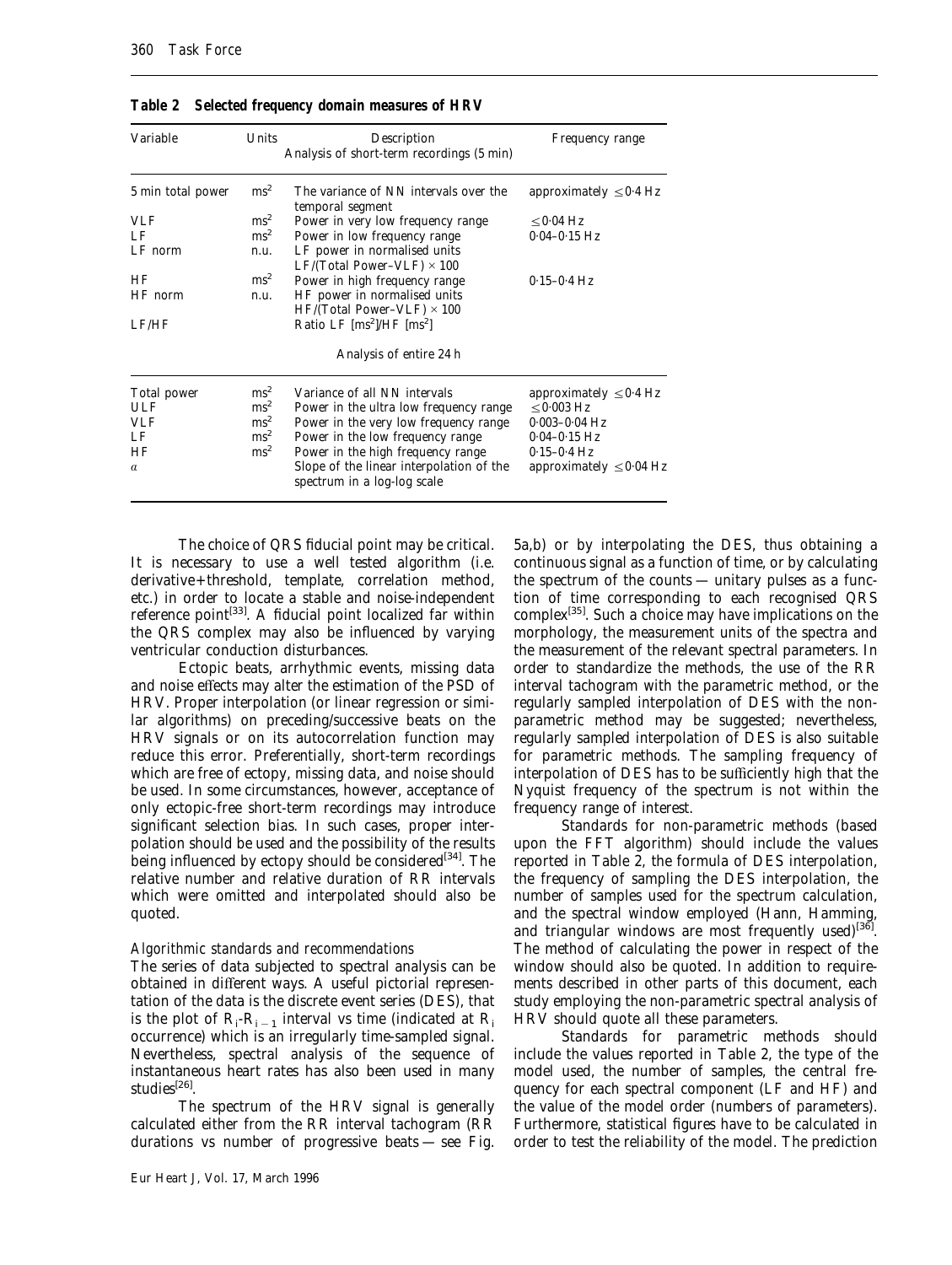**Table 2 Selected frequency domain measures of HRV**

| Variable | Units | Description | Frequency range |
|---|---|---|---|
| | | Analysis of short-term recordings (5 min) | |
| 5 min total power | $ms^2$ | The variance of NN intervals over the temporal segment | approximately $\leq$0·4 Hz |
| VLF | $ms^2$ | Power in very low frequency range | $\leq$0·04 Hz |
| LF | $ms^2$ | Power in low frequency range | 0·04–0·15 Hz |
| LF norm | n.u. | LF power in normalised units LF/(Total Power–VLF) × 100 | |
| HF | $ms^2$ | Power in high frequency range | 0·15–0·4 Hz |
| HF norm | n.u. | HF power in normalised units HF/(Total Power–VLF) × 100 | |
| LF/HF | | Ratio LF [$ms^2$]/HF [$ms^2$] | |
| | | Analysis of entire 24 h | |
| Total power | $ms^2$ | Variance of all NN intervals | approximately $\leq$0·4 Hz |
| ULF | $ms^2$ | Power in the ultra low frequency range | $\leq$0·003 Hz |
| VLF | $ms^2$ | Power in the very low frequency range | 0·003–0·04 Hz |
| LF | $ms^2$ | Power in the low frequency range | 0·04–0·15 Hz |
| HF | $ms^2$ | Power in the high frequency range | 0·15–0·4 Hz |
| $\alpha$ | | Slope of the linear interpolation of the spectrum in a log-log scale | approximately $\leq$0·04 Hz |

The choice of QRS fiducial point may be critical. It is necessary to use a well tested algorithm (i.e. derivative+threshold, template, correlation method, etc.) in order to locate a stable and noise-independent reference point[33]. A fiducial point localized far within the QRS complex may also be influenced by varying ventricular conduction disturbances.

Ectopic beats, arrhythmic events, missing data and noise effects may alter the estimation of the PSD of HRV. Proper interpolation (or linear regression or similar algorithms) on preceding/successive beats on the HRV signals or on its autocorrelation function may reduce this error. Preferentially, short-term recordings which are free of ectopy, missing data, and noise should be used. In some circumstances, however, acceptance of only ectopic-free short-term recordings may introduce significant selection bias. In such cases, proper interpolation should be used and the possibility of the results being influenced by ectopy should be considered[34]. The relative number and relative duration of RR intervals which were omitted and interpolated should also be quoted.

*Algorithmic standards and recommendations*

The series of data subjected to spectral analysis can be obtained in different ways. A useful pictorial representation of the data is the discrete event series (DES), that is the plot of $R_i$-$R_{i-1}$ interval vs time (indicated at $R_i$ occurrence) which is an irregularly time-sampled signal. Nevertheless, spectral analysis of the sequence of instantaneous heart rates has also been used in many studies[26].

The spectrum of the HRV signal is generally calculated either from the RR interval tachogram (RR durations vs number of progressive beats — see Fig. 5a,b) or by interpolating the DES, thus obtaining a continuous signal as a function of time, or by calculating the spectrum of the counts — unitary pulses as a function of time corresponding to each recognised QRS complex[35]. Such a choice may have implications on the morphology, the measurement units of the spectra and the measurement of the relevant spectral parameters. In order to standardize the methods, the use of the RR interval tachogram with the parametric method, or the regularly sampled interpolation of DES with the non-parametric method may be suggested; nevertheless, regularly sampled interpolation of DES is also suitable for parametric methods. The sampling frequency of interpolation of DES has to be sufficiently high that the Nyquist frequency of the spectrum is not within the frequency range of interest.

Standards for non-parametric methods (based upon the FFT algorithm) should include the values reported in Table 2, the formula of DES interpolation, the frequency of sampling the DES interpolation, the number of samples used for the spectrum calculation, and the spectral window employed (Hann, Hamming, and triangular windows are most frequently used)[36]. The method of calculating the power in respect of the window should also be quoted. In addition to requirements described in other parts of this document, each study employing the non-parametric spectral analysis of HRV should quote all these parameters.

Standards for parametric methods should include the values reported in Table 2, the type of the model used, the number of samples, the central frequency for each spectral component (LF and HF) and the value of the model order (numbers of parameters). Furthermore, statistical figures have to be calculated in order to test the reliability of the model. The prediction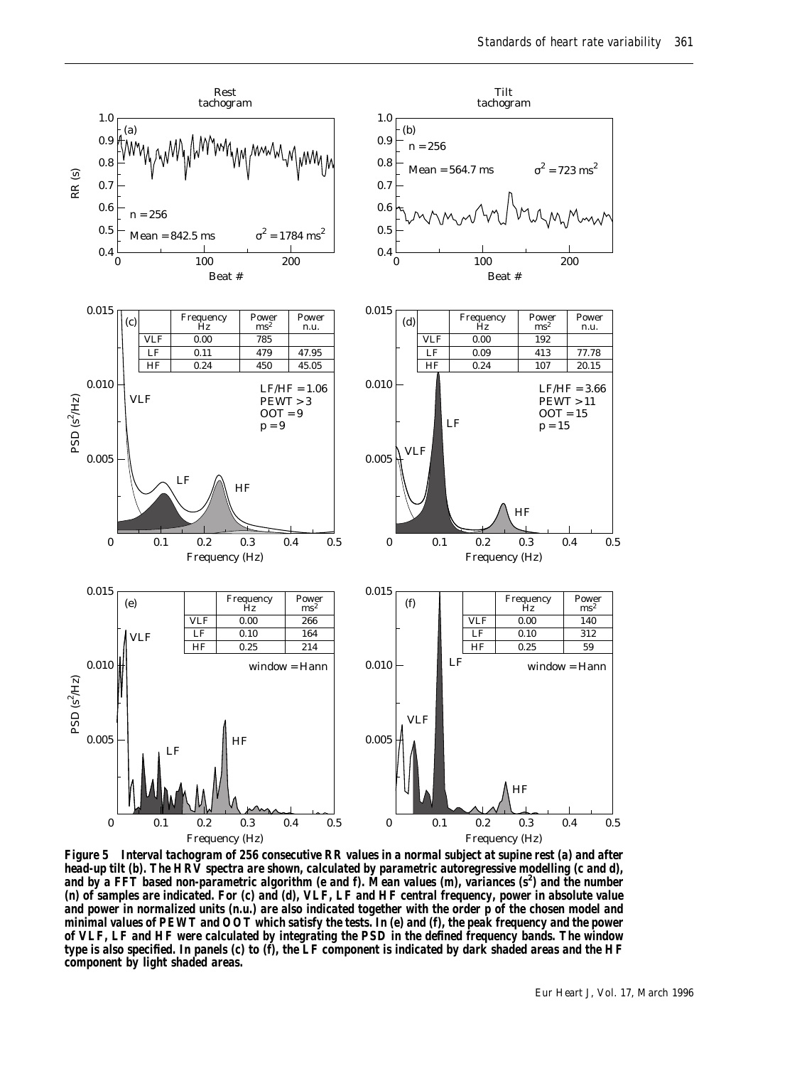**Figure 5** Interval tachogram of 256 consecutive RR values in a normal subject at supine rest (a) and after head-up tilt (b). The HRV spectra are shown, calculated by parametric autoregressive modelling (c and d), and by a FFT based non-parametric algorithm (e and f). Mean values (m), variances ($s^2$) and the number (n) of samples are indicated. For (c) and (d), VLF, LF and HF central frequency, power in absolute value and power in normalized units (n.u.) are also indicated together with the order p of the chosen model and minimal values of PEWT and OOT which satisfy the tests. In (e) and (f), the peak frequency and the power of VLF, LF and HF were calculated by integrating the PSD in the defined frequency bands. The window type is also specified. In panels (c) to (f), the LF component is indicated by dark shaded areas and the HF component by light shaded areas.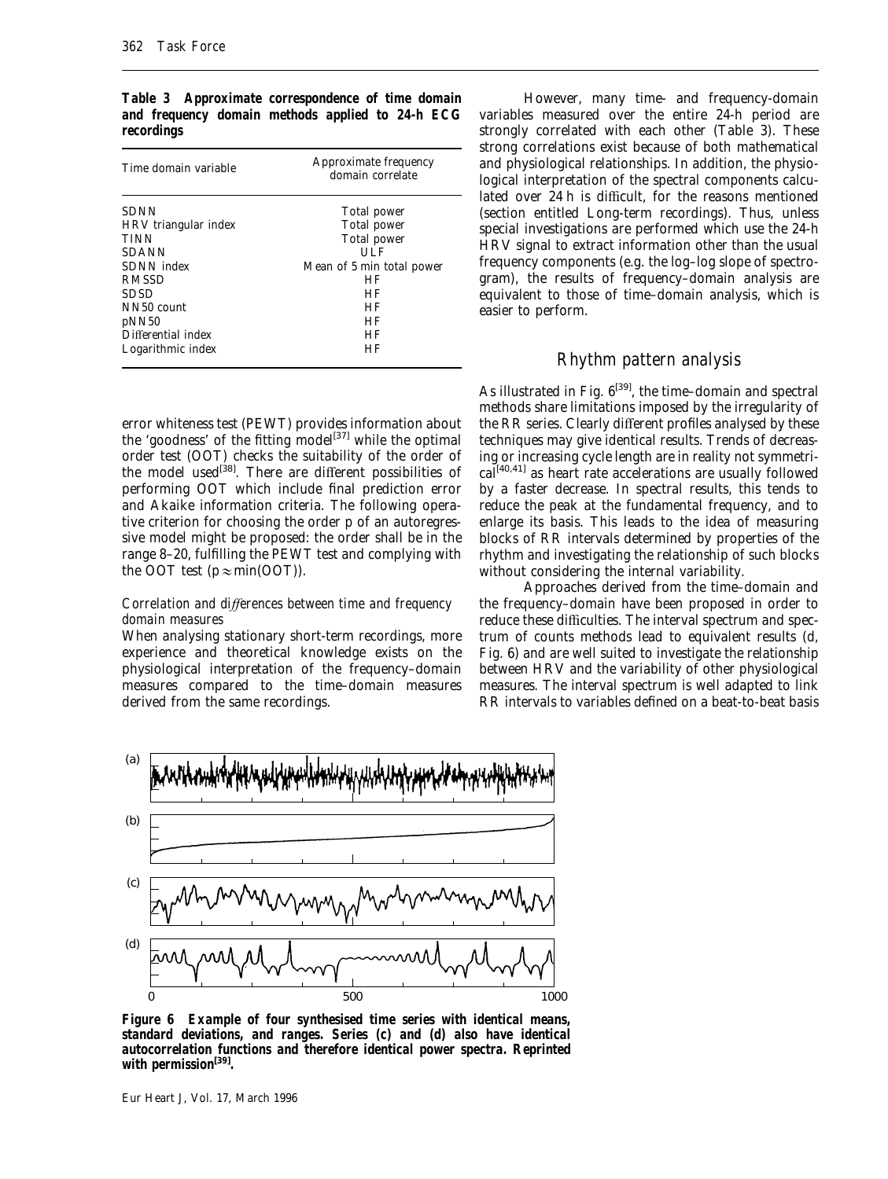**Table 3 Approximate correspondence of time domain and frequency domain methods applied to 24-h ECG recordings**

| Time domain variable | Approximate frequency domain correlate |
|---|---|
| SDNN | Total power |
| HRV triangular index | Total power |
| TINN | Total power |
| SDANN | ULF |
| SDNN index | Mean of 5 min total power |
| RMSSD | HF |
| SDSD | HF |
| NN50 count | HF |
| pNN50 | HF |
| Differential index | HF |
| Logarithmic index | HF |

error whiteness test (PEWT) provides information about the 'goodness' of the fitting model[37] while the optimal order test (OOT) checks the suitability of the order of the model used[38]. There are different possibilities of performing OOT which include final prediction error and Akaike information criteria. The following operative criterion for choosing the order p of an autoregressive model might be proposed: the order shall be in the range 8–20, fulfilling the PEWT test and complying with the OOT test ($p \approx \min(\text{OOT})$).

*Correlation and differences between time and frequency domain measures*

When analysing stationary short-term recordings, more experience and theoretical knowledge exists on the physiological interpretation of the frequency–domain measures compared to the time–domain measures derived from the same recordings.

However, many time- and frequency-domain variables measured over the entire 24-h period are strongly correlated with each other (Table 3). These strong correlations exist because of both mathematical and physiological relationships. In addition, the physiological interpretation of the spectral components calculated over 24 h is difficult, for the reasons mentioned (section entitled Long-term recordings). Thus, unless special investigations are performed which use the 24-h HRV signal to extract information other than the usual frequency components (e.g. the log–log slope of spectrogram), the results of frequency–domain analysis are equivalent to those of time–domain analysis, which is easier to perform.

## Rhythm pattern analysis

As illustrated in Fig. 6[39], the time–domain and spectral methods share limitations imposed by the irregularity of the RR series. Clearly different profiles analysed by these techniques may give identical results. Trends of decreasing or increasing cycle length are in reality not symmetrical[40,41] as heart rate accelerations are usually followed by a faster decrease. In spectral results, this tends to reduce the peak at the fundamental frequency, and to enlarge its basis. This leads to the idea of measuring blocks of RR intervals determined by properties of the rhythm and investigating the relationship of such blocks without considering the internal variability.

Approaches derived from the time–domain and the frequency–domain have been proposed in order to reduce these difficulties. The interval spectrum and spectrum of counts methods lead to equivalent results (d, Fig. 6) and are well suited to investigate the relationship between HRV and the variability of other physiological measures. The interval spectrum is well adapted to link RR intervals to variables defined on a beat-to-beat basis

**Figure 6 Example of four synthesised time series with identical means, standard deviations, and ranges. Series (c) and (d) also have identical autocorrelation functions and therefore identical power spectra. Reprinted with permission[39].**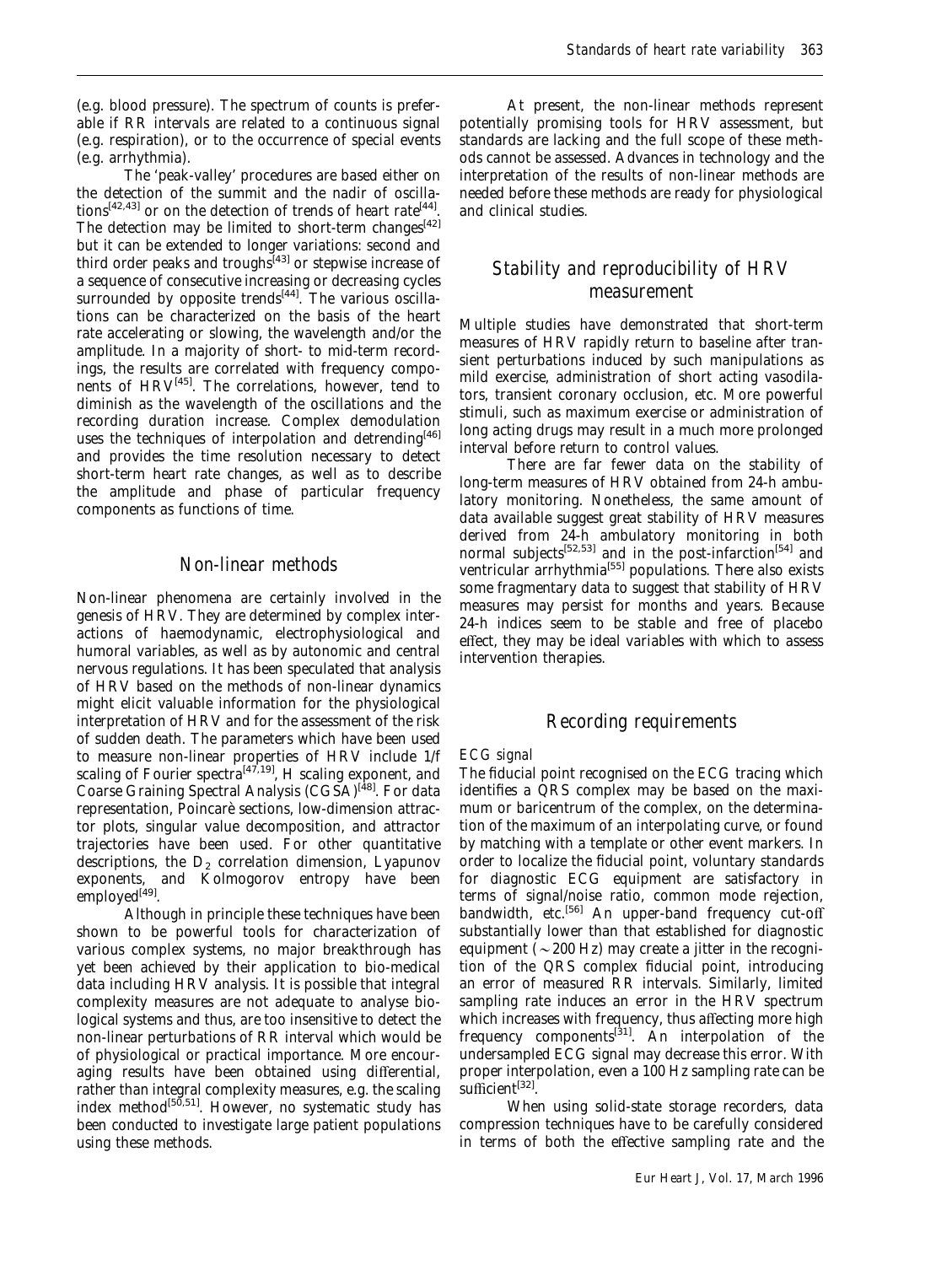(e.g. blood pressure). The spectrum of counts is preferable if RR intervals are related to a continuous signal (e.g. respiration), or to the occurrence of special events (e.g. arrhythmia).

The 'peak-valley' procedures are based either on the detection of the summit and the nadir of oscillations[42,43] or on the detection of trends of heart rate[44]. The detection may be limited to short-term changes[42] but it can be extended to longer variations: second and third order peaks and troughs[43] or stepwise increase of a sequence of consecutive increasing or decreasing cycles surrounded by opposite trends[44]. The various oscillations can be characterized on the basis of the heart rate accelerating or slowing, the wavelength and/or the amplitude. In a majority of short- to mid-term recordings, the results are correlated with frequency components of HRV[45]. The correlations, however, tend to diminish as the wavelength of the oscillations and the recording duration increase. Complex demodulation uses the techniques of interpolation and detrending[46] and provides the time resolution necessary to detect short-term heart rate changes, as well as to describe the amplitude and phase of particular frequency components as functions of time.

## Non-linear methods

Non-linear phenomena are certainly involved in the genesis of HRV. They are determined by complex interactions of haemodynamic, electrophysiological and humoral variables, as well as by autonomic and central nervous regulations. It has been speculated that analysis of HRV based on the methods of non-linear dynamics might elicit valuable information for the physiological interpretation of HRV and for the assessment of the risk of sudden death. The parameters which have been used to measure non-linear properties of HRV include 1/f scaling of Fourier spectra[47,19], H scaling exponent, and Coarse Graining Spectral Analysis (CGSA)[48]. For data representation, Poincarè sections, low-dimension attractor plots, singular value decomposition, and attractor trajectories have been used. For other quantitative descriptions, the $D_2$ correlation dimension, Lyapunov exponents, and Kolmogorov entropy have been employed[49].

Although in principle these techniques have been shown to be powerful tools for characterization of various complex systems, no major breakthrough has yet been achieved by their application to bio-medical data including HRV analysis. It is possible that integral complexity measures are not adequate to analyse biological systems and thus, are too insensitive to detect the non-linear perturbations of RR interval which would be of physiological or practical importance. More encouraging results have been obtained using differential, rather than integral complexity measures, e.g. the scaling index method[50,51]. However, no systematic study has been conducted to investigate large patient populations using these methods.

At present, the non-linear methods represent potentially promising tools for HRV assessment, but standards are lacking and the full scope of these methods cannot be assessed. Advances in technology and the interpretation of the results of non-linear methods are needed before these methods are ready for physiological and clinical studies.

## Stability and reproducibility of HRV measurement

Multiple studies have demonstrated that short-term measures of HRV rapidly return to baseline after transient perturbations induced by such manipulations as mild exercise, administration of short acting vasodilators, transient coronary occlusion, etc. More powerful stimuli, such as maximum exercise or administration of long acting drugs may result in a much more prolonged interval before return to control values.

There are far fewer data on the stability of long-term measures of HRV obtained from 24-h ambulatory monitoring. Nonetheless, the same amount of data available suggest great stability of HRV measures derived from 24-h ambulatory monitoring in both normal subjects[52,53] and in the post-infarction[54] and ventricular arrhythmia[55] populations. There also exists some fragmentary data to suggest that stability of HRV measures may persist for months and years. Because 24-h indices seem to be stable and free of placebo effect, they may be ideal variables with which to assess intervention therapies.

## Recording requirements

### *ECG signal*

The fiducial point recognised on the ECG tracing which identifies a QRS complex may be based on the maximum or baricentrum of the complex, on the determination of the maximum of an interpolating curve, or found by matching with a template or other event markers. In order to localize the fiducial point, voluntary standards for diagnostic ECG equipment are satisfactory in terms of signal/noise ratio, common mode rejection, bandwidth, etc.[56] An upper-band frequency cut-off substantially lower than that established for diagnostic equipment ($\sim$200 Hz) may create a jitter in the recognition of the QRS complex fiducial point, introducing an error of measured RR intervals. Similarly, limited sampling rate induces an error in the HRV spectrum which increases with frequency, thus affecting more high frequency components[31]. An interpolation of the undersampled ECG signal may decrease this error. With proper interpolation, even a 100 Hz sampling rate can be sufficient[32].

When using solid-state storage recorders, data compression techniques have to be carefully considered in terms of both the effective sampling rate and the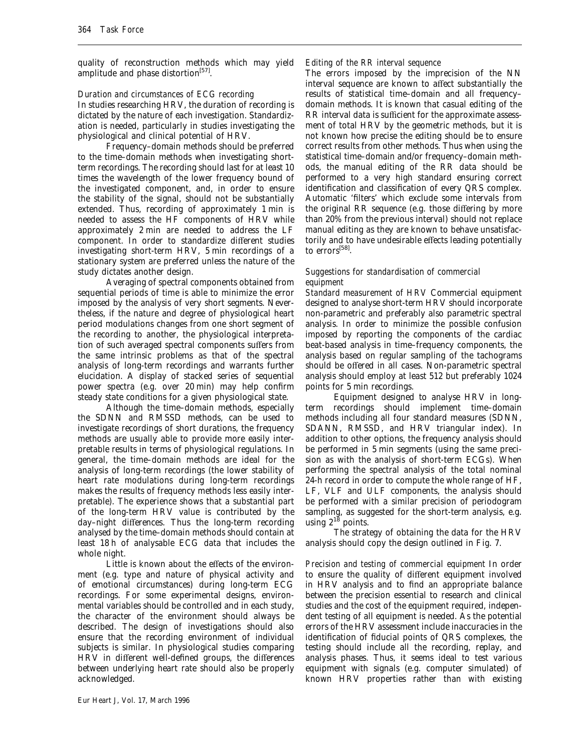quality of reconstruction methods which may yield amplitude and phase distortion[57].

### Duration and circumstances of ECG recording

In studies researching HRV, the duration of recording is dictated by the nature of each investigation. Standardization is needed, particularly in studies investigating the physiological and clinical potential of HRV.

Frequency–domain methods should be preferred to the time–domain methods when investigating short-term recordings. The recording should last for at least 10 times the wavelength of the lower frequency bound of the investigated component, and, in order to ensure the stability of the signal, should not be substantially extended. Thus, recording of approximately 1 min is needed to assess the HF components of HRV while approximately 2 min are needed to address the LF component. In order to standardize different studies investigating short-term HRV, 5 min recordings of a stationary system are preferred unless the nature of the study dictates another design.

Averaging of spectral components obtained from sequential periods of time is able to minimize the error imposed by the analysis of very short segments. Nevertheless, if the nature and degree of physiological heart period modulations changes from one short segment of the recording to another, the physiological interpretation of such averaged spectral components suffers from the same intrinsic problems as that of the spectral analysis of long-term recordings and warrants further elucidation. A display of stacked series of sequential power spectra (e.g. over 20 min) may help confirm steady state conditions for a given physiological state.

Although the time–domain methods, especially the SDNN and RMSSD methods, can be used to investigate recordings of short durations, the frequency methods are usually able to provide more easily interpretable results in terms of physiological regulations. In general, the time–domain methods are ideal for the analysis of long-term recordings (the lower stability of heart rate modulations during long-term recordings makes the results of frequency methods less easily interpretable). The experience shows that a substantial part of the long-term HRV value is contributed by the day–night differences. Thus the long-term recording analysed by the time–domain methods should contain at least 18 h of analysable ECG data that includes the whole night.

Little is known about the effects of the environment (e.g. type and nature of physical activity and of emotional circumstances) during long-term ECG recordings. For some experimental designs, environmental variables should be controlled and in each study, the character of the environment should always be described. The design of investigations should also ensure that the recording environment of individual subjects is similar. In physiological studies comparing HRV in different well-defined groups, the differences between underlying heart rate should also be properly acknowledged.

### Editing of the RR interval sequence

The errors imposed by the imprecision of the NN interval sequence are known to affect substantially the results of statistical time–domain and all frequency–domain methods. It is known that casual editing of the RR interval data is sufficient for the approximate assessment of total HRV by the geometric methods, but it is not known how precise the editing should be to ensure correct results from other methods. Thus when using the statistical time–domain and/or frequency–domain methods, the manual editing of the RR data should be performed to a very high standard ensuring correct identification and classification of every QRS complex. Automatic 'filters' which exclude some intervals from the original RR sequence (e.g. those differing by more than 20% from the previous interval) should not replace manual editing as they are known to behave unsatisfactorily and to have undesirable effects leading potentially to errors[58].

### Suggestions for standardisation of commercial equipment

*Standard measurement of HRV* Commercial equipment designed to analyse short-term HRV should incorporate non-parametric and preferably also parametric spectral analysis. In order to minimize the possible confusion imposed by reporting the components of the cardiac beat-based analysis in time–frequency components, the analysis based on regular sampling of the tachograms should be offered in all cases. Non-parametric spectral analysis should employ at least 512 but preferably 1024 points for 5 min recordings.

Equipment designed to analyse HRV in long-term recordings should implement time–domain methods including all four standard measures (SDNN, SDANN, RMSSD, and HRV triangular index). In addition to other options, the frequency analysis should be performed in 5 min segments (using the same precision as with the analysis of short-term ECGs). When performing the spectral analysis of the total nominal 24-h record in order to compute the whole range of HF, LF, VLF and ULF components, the analysis should be performed with a similar precision of periodogram sampling, as suggested for the short-term analysis, e.g. using $2^{18}$ points.

The strategy of obtaining the data for the HRV analysis should copy the design outlined in Fig. 7.

*Precision and testing of commercial equipment* In order to ensure the quality of different equipment involved in HRV analysis and to find an appropriate balance between the precision essential to research and clinical studies and the cost of the equipment required, independent testing of all equipment is needed. As the potential errors of the HRV assessment include inaccuracies in the identification of fiducial points of QRS complexes, the testing should include all the recording, replay, and analysis phases. Thus, it seems ideal to test various equipment with signals (e.g. computer simulated) of known HRV properties rather than with existing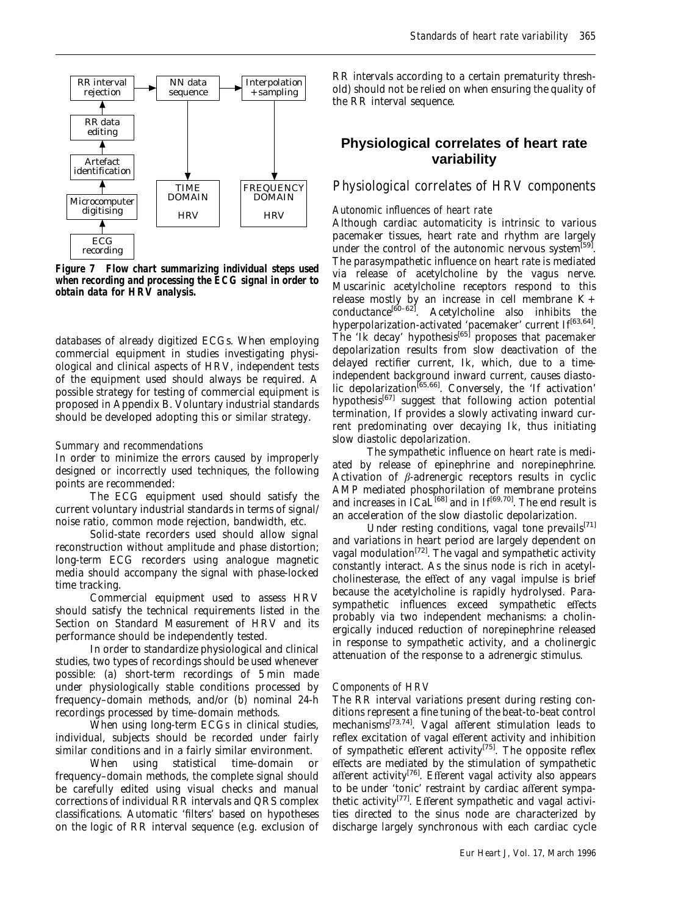RR interval rejection

NN data sequence

Interpolation + sampling

RR data editing

Artefact identification

Microcomputer digitising

ECG recording

TIME DOMAIN HRV

FREQUENCY DOMAIN HRV

**Figure 7 Flow chart summarizing individual steps used when recording and processing the ECG signal in order to obtain data for HRV analysis.**

databases of already digitized ECGs. When employing commercial equipment in studies investigating physiological and clinical aspects of HRV, independent tests of the equipment used should always be required. A possible strategy for testing of commercial equipment is proposed in Appendix B. Voluntary industrial standards should be developed adopting this or similar strategy.

*Summary and recommendations*

In order to minimize the errors caused by improperly designed or incorrectly used techniques, the following points are recommended:

The ECG equipment used should satisfy the current voluntary industrial standards in terms of signal/noise ratio, common mode rejection, bandwidth, etc.

Solid-state recorders used should allow signal reconstruction without amplitude and phase distortion; long-term ECG recorders using analogue magnetic media should accompany the signal with phase-locked time tracking.

Commercial equipment used to assess HRV should satisfy the technical requirements listed in the Section on Standard Measurement of HRV and its performance should be independently tested.

In order to standardize physiological and clinical studies, two types of recordings should be used whenever possible: (a) short-term recordings of 5 min made under physiologically stable conditions processed by frequency–domain methods, and/or (b) nominal 24-h recordings processed by time–domain methods.

When using long-term ECGs in clinical studies, individual, subjects should be recorded under fairly similar conditions and in a fairly similar environment.

When using statistical time–domain or frequency–domain methods, the complete signal should be carefully edited using visual checks and manual corrections of individual RR intervals and QRS complex classifications. Automatic 'filters' based on hypotheses on the logic of RR interval sequence (e.g. exclusion of RR intervals according to a certain prematurity threshold) should not be relied on when ensuring the quality of the RR interval sequence.

## Physiological correlates of heart rate variability

### Physiological correlates of HRV components

*Autonomic influences of heart rate*

Although cardiac automaticity is intrinsic to various pacemaker tissues, heart rate and rhythm are largely under the control of the autonomic nervous system[59]. The parasympathetic influence on heart rate is mediated via release of acetylcholine by the vagus nerve. Muscarinic acetylcholine receptors respond to this release mostly by an increase in cell membrane K+ conductance[60–62]. Acetylcholine also inhibits the hyperpolarization-activated 'pacemaker' current If[63,64]. The 'Ik decay' hypothesis[65] proposes that pacemaker depolarization results from slow deactivation of the delayed rectifier current, Ik, which, due to a time-independent background inward current, causes diastolic depolarization[65,66]. Conversely, the 'If activation' hypothesis[67] suggest that following action potential termination, If provides a slowly activating inward current predominating over decaying Ik, thus initiating slow diastolic depolarization.

The sympathetic influence on heart rate is mediated by release of epinephrine and norepinephrine. Activation of $\beta$-adrenergic receptors results in cyclic AMP mediated phosphorilation of membrane proteins and increases in ICaL[68] and in If[69,70]. The end result is an acceleration of the slow diastolic depolarization.

Under resting conditions, vagal tone prevails[71] and variations in heart period are largely dependent on vagal modulation[72]. The vagal and sympathetic activity constantly interact. As the sinus node is rich in acetylcholinesterase, the effect of any vagal impulse is brief because the acetylcholine is rapidly hydrolysed. Parasympathetic influences exceed sympathetic effects probably via two independent mechanisms: a cholinergically induced reduction of norepinephrine released in response to sympathetic activity, and a cholinergic attenuation of the response to a adrenergic stimulus.

*Components of HRV*

The RR interval variations present during resting conditions represent a fine tuning of the beat-to-beat control mechanisms[73,74]. Vagal afferent stimulation leads to reflex excitation of vagal efferent activity and inhibition of sympathetic efferent activity[75]. The opposite reflex effects are mediated by the stimulation of sympathetic afferent activity[76]. Efferent vagal activity also appears to be under 'tonic' restraint by cardiac afferent sympathetic activity[77]. Efferent sympathetic and vagal activities directed to the sinus node are characterized by discharge largely synchronous with each cardiac cycle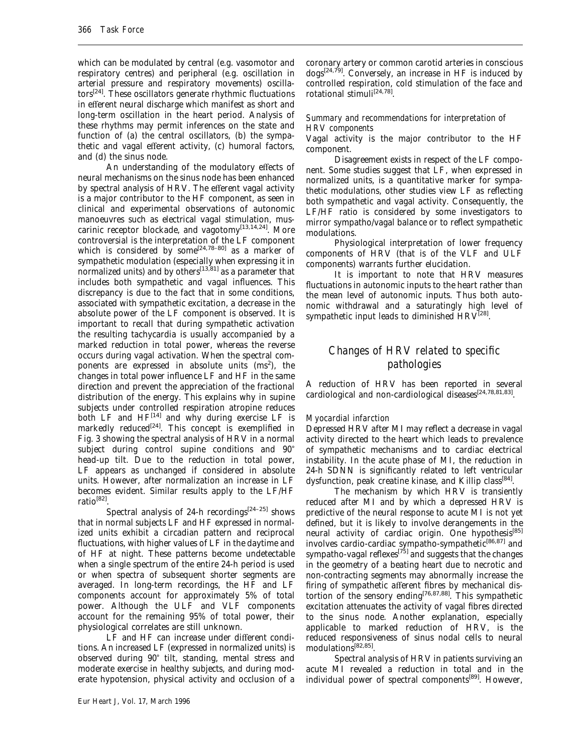which can be modulated by central (e.g. vasomotor and respiratory centres) and peripheral (e.g. oscillation in arterial pressure and respiratory movements) oscillators[24]. These oscillators generate rhythmic fluctuations in efferent neural discharge which manifest as short and long-term oscillation in the heart period. Analysis of these rhythms may permit inferences on the state and function of (a) the central oscillators, (b) the sympathetic and vagal efferent activity, (c) humoral factors, and (d) the sinus node.

An understanding of the modulatory effects of neural mechanisms on the sinus node has been enhanced by spectral analysis of HRV. The efferent vagal activity is a major contributor to the HF component, as seen in clinical and experimental observations of autonomic manoeuvres such as electrical vagal stimulation, muscarinic receptor blockade, and vagotomy[13,14,24]. More controversial is the interpretation of the LF component which is considered by some[24,78–80] as a marker of sympathetic modulation (especially when expressing it in normalized units) and by others[13,81] as a parameter that includes both sympathetic and vagal influences. This discrepancy is due to the fact that in some conditions, associated with sympathetic excitation, a decrease in the absolute power of the LF component is observed. It is important to recall that during sympathetic activation the resulting tachycardia is usually accompanied by a marked reduction in total power, whereas the reverse occurs during vagal activation. When the spectral components are expressed in absolute units ($ms^2$), the changes in total power influence LF and HF in the same direction and prevent the appreciation of the fractional distribution of the energy. This explains why in supine subjects under controlled respiration atropine reduces both LF and HF[14] and why during exercise LF is markedly reduced[24]. This concept is exemplified in Fig. 3 showing the spectral analysis of HRV in a normal subject during control supine conditions and 90° head-up tilt. Due to the reduction in total power, LF appears as unchanged if considered in absolute units. However, after normalization an increase in LF becomes evident. Similar results apply to the LF/HF ratio[82].

Spectral analysis of 24-h recordings[24–25] shows that in normal subjects LF and HF expressed in normalized units exhibit a circadian pattern and reciprocal fluctuations, with higher values of LF in the daytime and of HF at night. These patterns become undetectable when a single spectrum of the entire 24-h period is used or when spectra of subsequent shorter segments are averaged. In long-term recordings, the HF and LF components account for approximately 5% of total power. Although the ULF and VLF components account for the remaining 95% of total power, their physiological correlates are still unknown.

LF and HF can increase under different conditions. An increased LF (expressed in normalized units) is observed during 90° tilt, standing, mental stress and moderate exercise in healthy subjects, and during moderate hypotension, physical activity and occlusion of a coronary artery or common carotid arteries in conscious dogs[24,79]. Conversely, an increase in HF is induced by controlled respiration, cold stimulation of the face and rotational stimuli[24,78].

*Summary and recommendations for interpretation of HRV components*

Vagal activity is the major contributor to the HF component.

Disagreement exists in respect of the LF component. Some studies suggest that LF, when expressed in normalized units, is a quantitative marker for sympathetic modulations, other studies view LF as reflecting both sympathetic and vagal activity. Consequently, the LF/HF ratio is considered by some investigators to mirror sympatho/vagal balance or to reflect sympathetic modulations.

Physiological interpretation of lower frequency components of HRV (that is of the VLF and ULF components) warrants further elucidation.

It is important to note that HRV measures fluctuations in autonomic inputs to the heart rather than the mean level of autonomic inputs. Thus both autonomic withdrawal and a saturatingly high level of sympathetic input leads to diminished HRV[28].

## Changes of HRV related to specific pathologies

A reduction of HRV has been reported in several cardiological and non-cardiological diseases[24,78,81,83].

*Myocardial infarction*

Depressed HRV after MI may reflect a decrease in vagal activity directed to the heart which leads to prevalence of sympathetic mechanisms and to cardiac electrical instability. In the acute phase of MI, the reduction in 24-h SDNN is significantly related to left ventricular dysfunction, peak creatine kinase, and Killip class[84].

The mechanism by which HRV is transiently reduced after MI and by which a depressed HRV is predictive of the neural response to acute MI is not yet defined, but it is likely to involve derangements in the neural activity of cardiac origin. One hypothesis[85] involves cardio-cardiac sympatho-sympathetic[86,87] and sympatho-vagal reflexes[75] and suggests that the changes in the geometry of a beating heart due to necrotic and non-contracting segments may abnormally increase the firing of sympathetic afferent fibres by mechanical distortion of the sensory ending[76,87,88]. This sympathetic excitation attenuates the activity of vagal fibres directed to the sinus node. Another explanation, especially applicable to marked reduction of HRV, is the reduced responsiveness of sinus nodal cells to neural modulations[82,85].

Spectral analysis of HRV in patients surviving an acute MI revealed a reduction in total and in the individual power of spectral components[89]. However,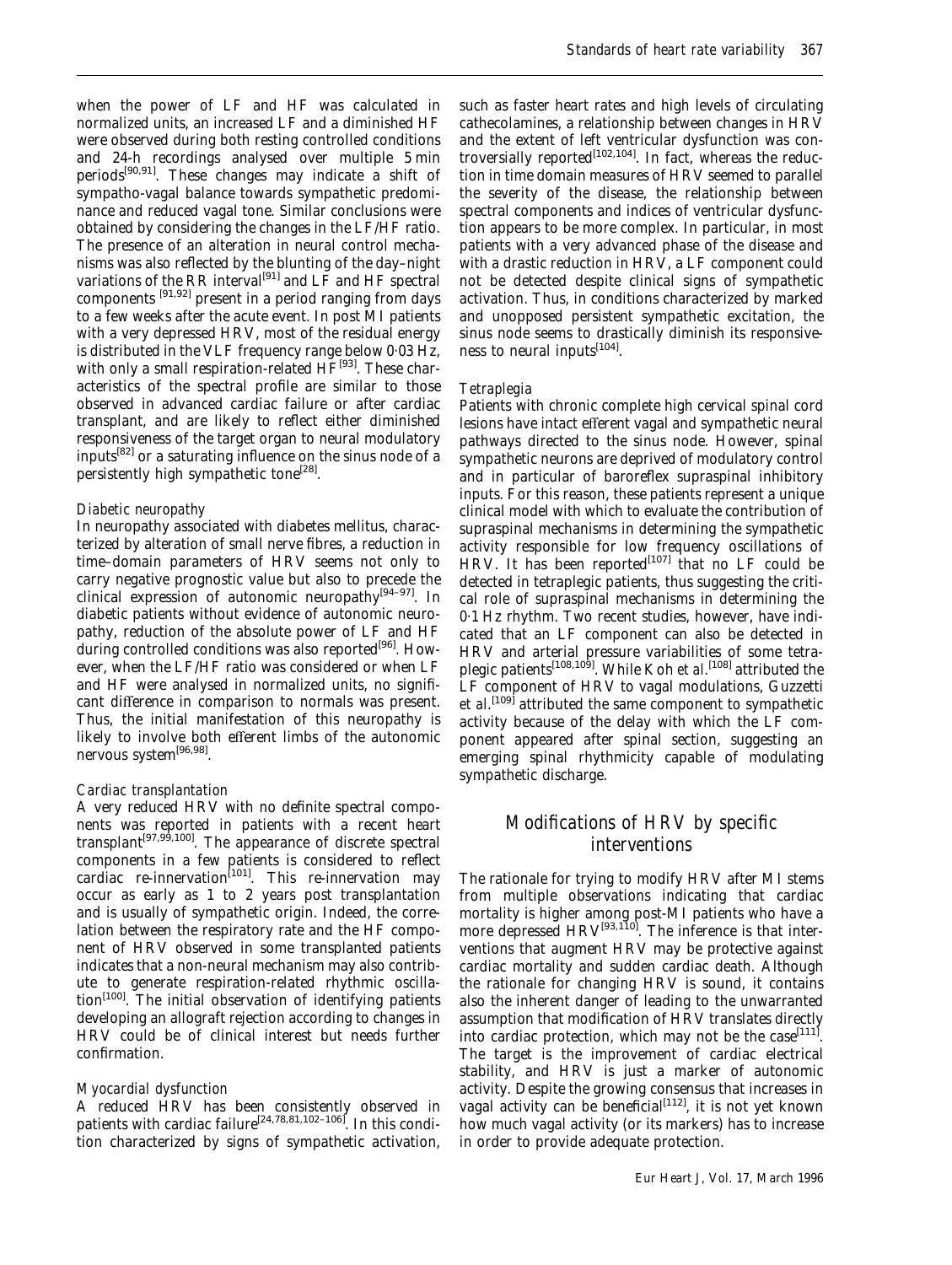when the power of LF and HF was calculated in normalized units, an increased LF and a diminished HF were observed during both resting controlled conditions and 24-h recordings analysed over multiple 5 min periods[90,91]. These changes may indicate a shift of sympatho-vagal balance towards sympathetic predominance and reduced vagal tone. Similar conclusions were obtained by considering the changes in the LF/HF ratio. The presence of an alteration in neural control mechanisms was also reflected by the blunting of the day–night variations of the RR interval[91] and LF and HF spectral components [91,92] present in a period ranging from days to a few weeks after the acute event. In post MI patients with a very depressed HRV, most of the residual energy is distributed in the VLF frequency range below 0·03 Hz, with only a small respiration-related HF[93]. These characteristics of the spectral profile are similar to those observed in advanced cardiac failure or after cardiac transplant, and are likely to reflect either diminished responsiveness of the target organ to neural modulatory inputs[82] or a saturating influence on the sinus node of a persistently high sympathetic tone[28].

*Diabetic neuropathy*

In neuropathy associated with diabetes mellitus, characterized by alteration of small nerve fibres, a reduction in time–domain parameters of HRV seems not only to carry negative prognostic value but also to precede the clinical expression of autonomic neuropathy[94–97]. In diabetic patients without evidence of autonomic neuropathy, reduction of the absolute power of LF and HF during controlled conditions was also reported[96]. However, when the LF/HF ratio was considered or when LF and HF were analysed in normalized units, no significant difference in comparison to normals was present. Thus, the initial manifestation of this neuropathy is likely to involve both efferent limbs of the autonomic nervous system[96,98].

*Cardiac transplantation*

A very reduced HRV with no definite spectral components was reported in patients with a recent heart transplant[97,99,100]. The appearance of discrete spectral components in a few patients is considered to reflect cardiac re-innervation[101]. This re-innervation may occur as early as 1 to 2 years post transplantation and is usually of sympathetic origin. Indeed, the correlation between the respiratory rate and the HF component of HRV observed in some transplanted patients indicates that a non-neural mechanism may also contribute to generate respiration-related rhythmic oscillation[100]. The initial observation of identifying patients developing an allograft rejection according to changes in HRV could be of clinical interest but needs further confirmation.

*Myocardial dysfunction*

A reduced HRV has been consistently observed in patients with cardiac failure[24,78,81,102–106]. In this condition characterized by signs of sympathetic activation, such as faster heart rates and high levels of circulating cathecolamines, a relationship between changes in HRV and the extent of left ventricular dysfunction was controversially reported[102,104]. In fact, whereas the reduction in time domain measures of HRV seemed to parallel the severity of the disease, the relationship between spectral components and indices of ventricular dysfunction appears to be more complex. In particular, in most patients with a very advanced phase of the disease and with a drastic reduction in HRV, a LF component could not be detected despite clinical signs of sympathetic activation. Thus, in conditions characterized by marked and unopposed persistent sympathetic excitation, the sinus node seems to drastically diminish its responsiveness to neural inputs[104].

*Tetraplegia*

Patients with chronic complete high cervical spinal cord lesions have intact efferent vagal and sympathetic neural pathways directed to the sinus node. However, spinal sympathetic neurons are deprived of modulatory control and in particular of baroreflex supraspinal inhibitory inputs. For this reason, these patients represent a unique clinical model with which to evaluate the contribution of supraspinal mechanisms in determining the sympathetic activity responsible for low frequency oscillations of HRV. It has been reported[107] that no LF could be detected in tetraplegic patients, thus suggesting the critical role of supraspinal mechanisms in determining the 0·1 Hz rhythm. Two recent studies, however, have indicated that an LF component can also be detected in HRV and arterial pressure variabilities of some tetraplegic patients[108,109]. While Koh *et al.*[108] attributed the LF component of HRV to vagal modulations, Guzzetti *et al.*[109] attributed the same component to sympathetic activity because of the delay with which the LF component appeared after spinal section, suggesting an emerging spinal rhythmicity capable of modulating sympathetic discharge.

## Modifications of HRV by specific interventions

The rationale for trying to modify HRV after MI stems from multiple observations indicating that cardiac mortality is higher among post-MI patients who have a more depressed HRV[93,110]. The inference is that interventions that augment HRV may be protective against cardiac mortality and sudden cardiac death. Although the rationale for changing HRV is sound, it contains also the inherent danger of leading to the unwarranted assumption that modification of HRV translates directly into cardiac protection, which may not be the case[111]. The target is the improvement of cardiac electrical stability, and HRV is just a marker of autonomic activity. Despite the growing consensus that increases in vagal activity can be beneficial[112], it is not yet known how much vagal activity (or its markers) has to increase in order to provide adequate protection.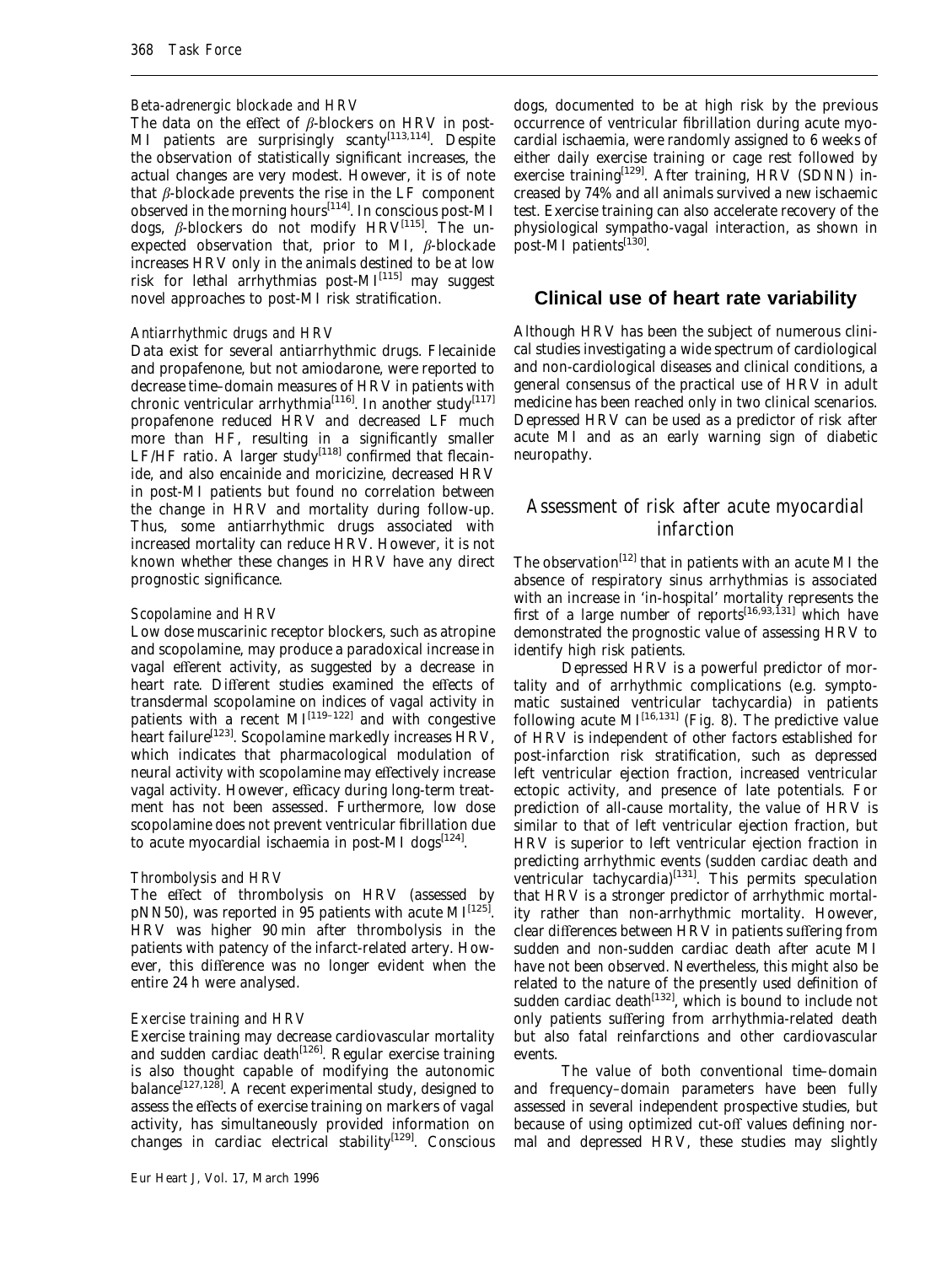#### *Beta-adrenergic blockade and HRV*

The data on the effect of $\beta$-blockers on HRV in post-MI patients are surprisingly scanty[113,114]. Despite the observation of statistically significant increases, the actual changes are very modest. However, it is of note that $\beta$-blockade prevents the rise in the LF component observed in the morning hours[114]. In conscious post-MI dogs, $\beta$-blockers do not modify HRV[115]. The unexpected observation that, prior to MI, $\beta$-blockade increases HRV only in the animals destined to be at low risk for lethal arrhythmias post-MI[115] may suggest novel approaches to post-MI risk stratification.

#### *Antiarrhythmic drugs and HRV*

Data exist for several antiarrhythmic drugs. Flecainide and propafenone, but not amiodarone, were reported to decrease time–domain measures of HRV in patients with chronic ventricular arrhythmia[116]. In another study[117] propafenone reduced HRV and decreased LF much more than HF, resulting in a significantly smaller LF/HF ratio. A larger study[118] confirmed that flecainide, and also encainide and moricizine, decreased HRV in post-MI patients but found no correlation between the change in HRV and mortality during follow-up. Thus, some antiarrhythmic drugs associated with increased mortality can reduce HRV. However, it is not known whether these changes in HRV have any direct prognostic significance.

#### *Scopolamine and HRV*

Low dose muscarinic receptor blockers, such as atropine and scopolamine, may produce a paradoxical increase in vagal efferent activity, as suggested by a decrease in heart rate. Different studies examined the effects of transdermal scopolamine on indices of vagal activity in patients with a recent MI[119–122] and with congestive heart failure[123]. Scopolamine markedly increases HRV, which indicates that pharmacological modulation of neural activity with scopolamine may effectively increase vagal activity. However, efficacy during long-term treatment has not been assessed. Furthermore, low dose scopolamine does not prevent ventricular fibrillation due to acute myocardial ischaemia in post-MI dogs[124].

#### *Thrombolysis and HRV*

The effect of thrombolysis on HRV (assessed by pNN50), was reported in 95 patients with acute MI[125]. HRV was higher 90 min after thrombolysis in the patients with patency of the infarct-related artery. However, this difference was no longer evident when the entire 24 h were analysed.

#### *Exercise training and HRV*

Exercise training may decrease cardiovascular mortality and sudden cardiac death[126]. Regular exercise training is also thought capable of modifying the autonomic balance[127,128]. A recent experimental study, designed to assess the effects of exercise training on markers of vagal activity, has simultaneously provided information on changes in cardiac electrical stability[129]. Conscious dogs, documented to be at high risk by the previous occurrence of ventricular fibrillation during acute myocardial ischaemia, were randomly assigned to 6 weeks of either daily exercise training or cage rest followed by exercise training[129]. After training, HRV (SDNN) increased by 74% and all animals survived a new ischaemic test. Exercise training can also accelerate recovery of the physiological sympatho-vagal interaction, as shown in post-MI patients[130].

## Clinical use of heart rate variability

Although HRV has been the subject of numerous clinical studies investigating a wide spectrum of cardiological and non-cardiological diseases and clinical conditions, a general consensus of the practical use of HRV in adult medicine has been reached only in two clinical scenarios. Depressed HRV can be used as a predictor of risk after acute MI and as an early warning sign of diabetic neuropathy.

### *Assessment of risk after acute myocardial infarction*

The observation[12] that in patients with an acute MI the absence of respiratory sinus arrhythmias is associated with an increase in 'in-hospital' mortality represents the first of a large number of reports[16,93,131] which have demonstrated the prognostic value of assessing HRV to identify high risk patients.

Depressed HRV is a powerful predictor of mortality and of arrhythmic complications (e.g. symptomatic sustained ventricular tachycardia) in patients following acute MI[16,131] (Fig. 8). The predictive value of HRV is independent of other factors established for post-infarction risk stratification, such as depressed left ventricular ejection fraction, increased ventricular ectopic activity, and presence of late potentials. For prediction of all-cause mortality, the value of HRV is similar to that of left ventricular ejection fraction, but HRV is superior to left ventricular ejection fraction in predicting arrhythmic events (sudden cardiac death and ventricular tachycardia)[131]. This permits speculation that HRV is a stronger predictor of arrhythmic mortality rather than non-arrhythmic mortality. However, clear differences between HRV in patients suffering from sudden and non-sudden cardiac death after acute MI have not been observed. Nevertheless, this might also be related to the nature of the presently used definition of sudden cardiac death[132], which is bound to include not only patients suffering from arrhythmia-related death but also fatal reinfarctions and other cardiovascular events.

The value of both conventional time–domain and frequency–domain parameters have been fully assessed in several independent prospective studies, but because of using optimized cut-off values defining normal and depressed HRV, these studies may slightly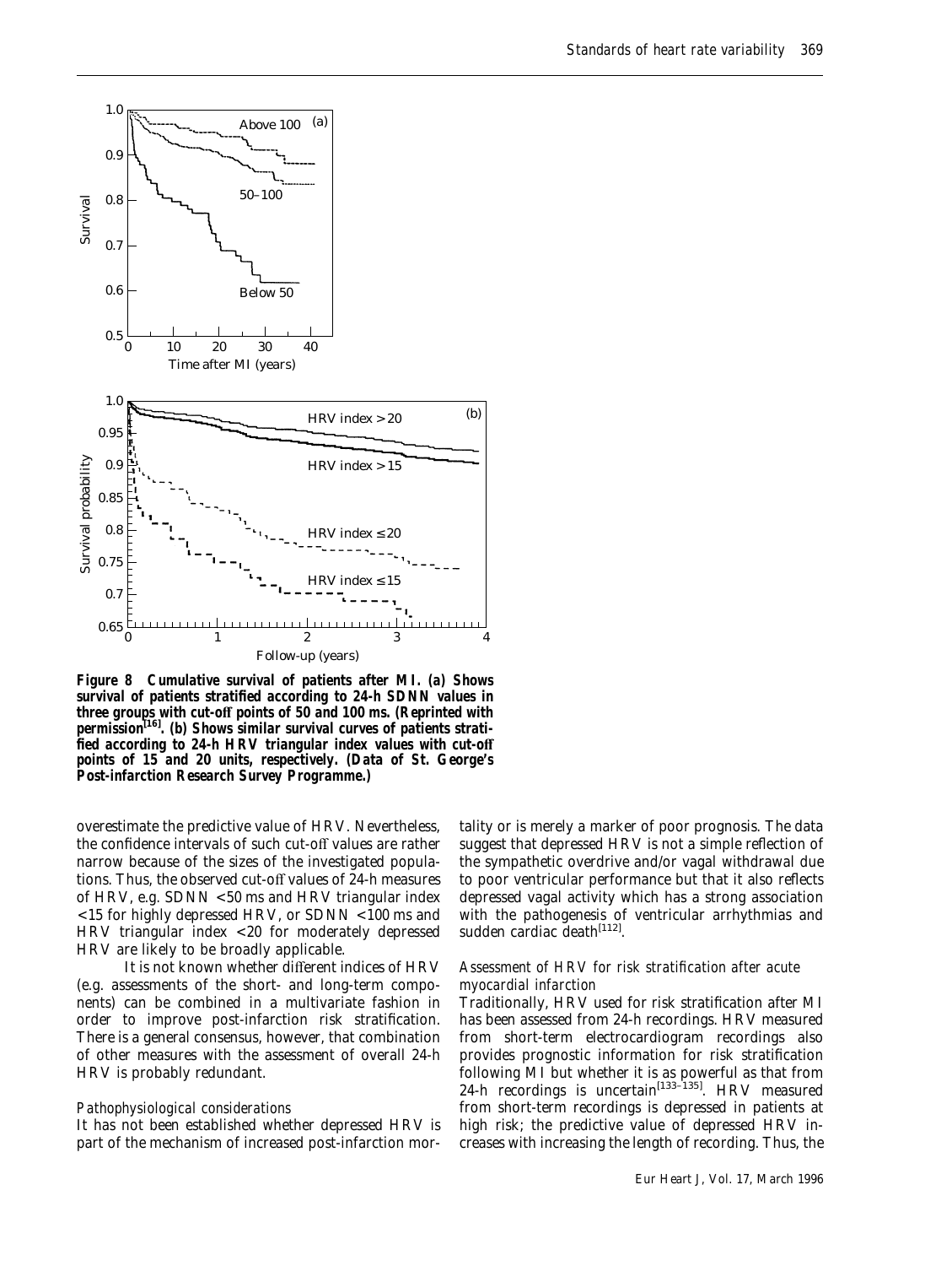**Figure 8** Cumulative survival of patients after MI. (a) Shows survival of patients stratified according to 24-h SDNN values in three groups with cut-off points of 50 and 100 ms. (Reprinted with permission[16]. (b) Shows similar survival curves of patients stratified according to 24-h HRV triangular index values with cut-off points of 15 and 20 units, respectively. (Data of St. George's Post-infarction Research Survey Programme.)

overestimate the predictive value of HRV. Nevertheless, the confidence intervals of such cut-off values are rather narrow because of the sizes of the investigated populations. Thus, the observed cut-off values of 24-h measures of HRV, e.g. SDNN <50 ms and HRV triangular index <15 for highly depressed HRV, or SDNN <100 ms and HRV triangular index <20 for moderately depressed HRV are likely to be broadly applicable.

It is not known whether different indices of HRV (e.g. assessments of the short- and long-term components) can be combined in a multivariate fashion in order to improve post-infarction risk stratification. There is a general consensus, however, that combination of other measures with the assessment of overall 24-h HRV is probably redundant.

*Pathophysiological considerations*

It has not been established whether depressed HRV is part of the mechanism of increased post-infarction mortality or is merely a marker of poor prognosis. The data suggest that depressed HRV is not a simple reflection of the sympathetic overdrive and/or vagal withdrawal due to poor ventricular performance but that it also reflects depressed vagal activity which has a strong association with the pathogenesis of ventricular arrhythmias and sudden cardiac death[112].

*Assessment of HRV for risk stratification after acute myocardial infarction*

Traditionally, HRV used for risk stratification after MI has been assessed from 24-h recordings. HRV measured from short-term electrocardiogram recordings also provides prognostic information for risk stratification following MI but whether it is as powerful as that from 24-h recordings is uncertain[133–135]. HRV measured from short-term recordings is depressed in patients at high risk; the predictive value of depressed HRV increases with increasing the length of recording. Thus, the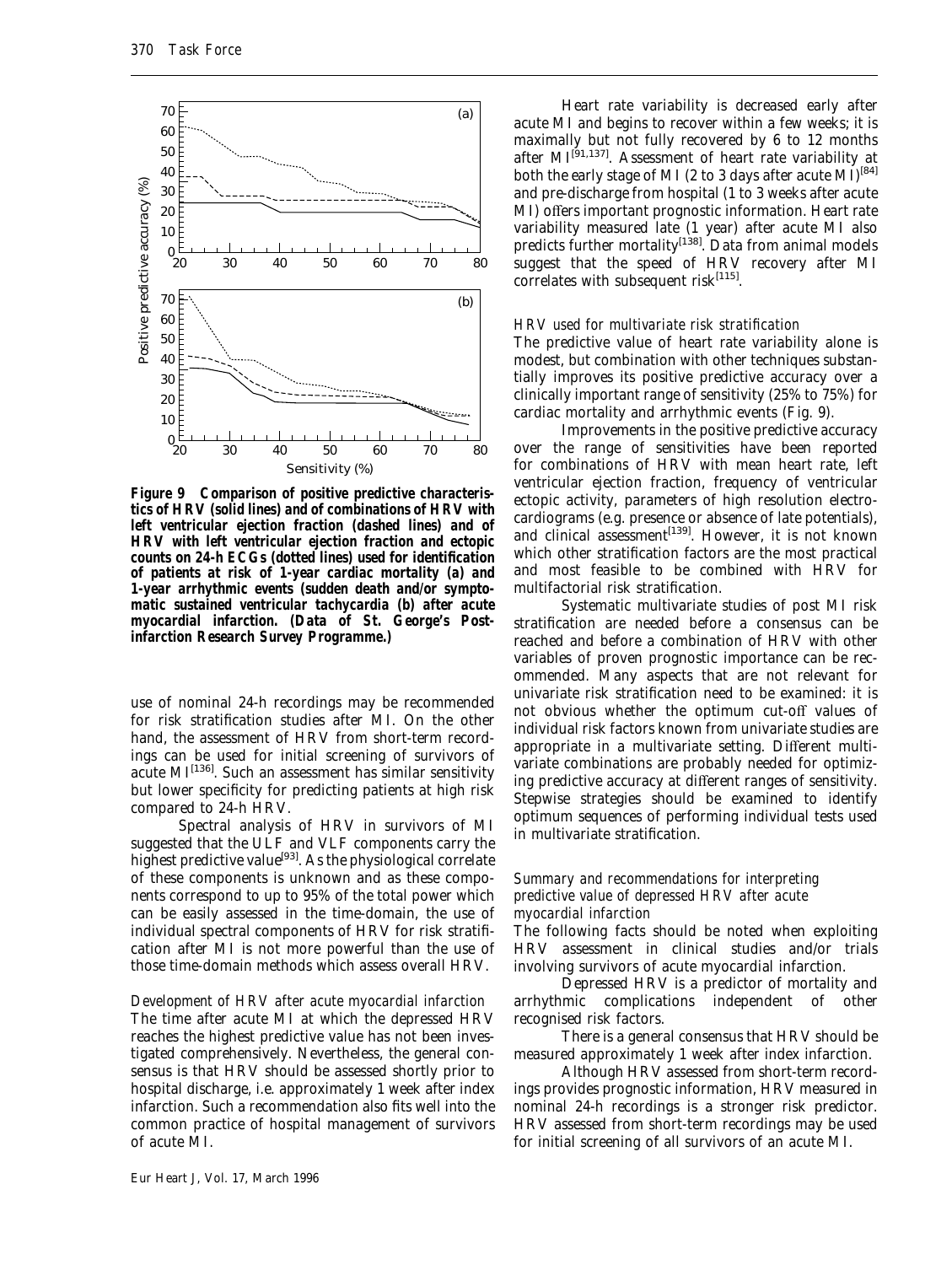Figure 9 Comparison of positive predictive characteristics of HRV (solid lines) and of combinations of HRV with left ventricular ejection fraction (dashed lines) and of HRV with left ventricular ejection fraction and ectopic counts on 24-h ECGs (dotted lines) used for identification of patients at risk of 1-year cardiac mortality (a) and 1-year arrhythmic events (sudden death and/or symptomatic sustained ventricular tachycardia (b) after acute myocardial infarction. (Data of St. George's Post-infarction Research Survey Programme.)

use of nominal 24-h recordings may be recommended for risk stratification studies after MI. On the other hand, the assessment of HRV from short-term recordings can be used for initial screening of survivors of acute MI[136]. Such an assessment has similar sensitivity but lower specificity for predicting patients at high risk compared to 24-h HRV.

Spectral analysis of HRV in survivors of MI suggested that the ULF and VLF components carry the highest predictive value[93]. As the physiological correlate of these components is unknown and as these components correspond to up to 95% of the total power which can be easily assessed in the time-domain, the use of individual spectral components of HRV for risk stratification after MI is not more powerful than the use of those time-domain methods which assess overall HRV.

*Development of HRV after acute myocardial infarction*

The time after acute MI at which the depressed HRV reaches the highest predictive value has not been investigated comprehensively. Nevertheless, the general consensus is that HRV should be assessed shortly prior to hospital discharge, i.e. approximately 1 week after index infarction. Such a recommendation also fits well into the common practice of hospital management of survivors of acute MI.

Heart rate variability is decreased early after acute MI and begins to recover within a few weeks; it is maximally but not fully recovered by 6 to 12 months after MI[91,137]. Assessment of heart rate variability at both the early stage of MI (2 to 3 days after acute MI)[84] and pre-discharge from hospital (1 to 3 weeks after acute MI) offers important prognostic information. Heart rate variability measured late (1 year) after acute MI also predicts further mortality[138]. Data from animal models suggest that the speed of HRV recovery after MI correlates with subsequent risk[115].

*HRV used for multivariate risk stratification*

The predictive value of heart rate variability alone is modest, but combination with other techniques substantially improves its positive predictive accuracy over a clinically important range of sensitivity (25% to 75%) for cardiac mortality and arrhythmic events (Fig. 9).

Improvements in the positive predictive accuracy over the range of sensitivities have been reported for combinations of HRV with mean heart rate, left ventricular ejection fraction, frequency of ventricular ectopic activity, parameters of high resolution electrocardiograms (e.g. presence or absence of late potentials), and clinical assessment[139]. However, it is not known which other stratification factors are the most practical and most feasible to be combined with HRV for multifactorial risk stratification.

Systematic multivariate studies of post MI risk stratification are needed before a consensus can be reached and before a combination of HRV with other variables of proven prognostic importance can be recommended. Many aspects that are not relevant for univariate risk stratification need to be examined: it is not obvious whether the optimum cut-off values of individual risk factors known from univariate studies are appropriate in a multivariate setting. Different multivariate combinations are probably needed for optimizing predictive accuracy at different ranges of sensitivity. Stepwise strategies should be examined to identify optimum sequences of performing individual tests used in multivariate stratification.

*Summary and recommendations for interpreting predictive value of depressed HRV after acute myocardial infarction*

The following facts should be noted when exploiting HRV assessment in clinical studies and/or trials involving survivors of acute myocardial infarction.

Depressed HRV is a predictor of mortality and arrhythmic complications independent of other recognised risk factors.

There is a general consensus that HRV should be measured approximately 1 week after index infarction.

Although HRV assessed from short-term recordings provides prognostic information, HRV measured in nominal 24-h recordings is a stronger risk predictor. HRV assessed from short-term recordings may be used for initial screening of all survivors of an acute MI.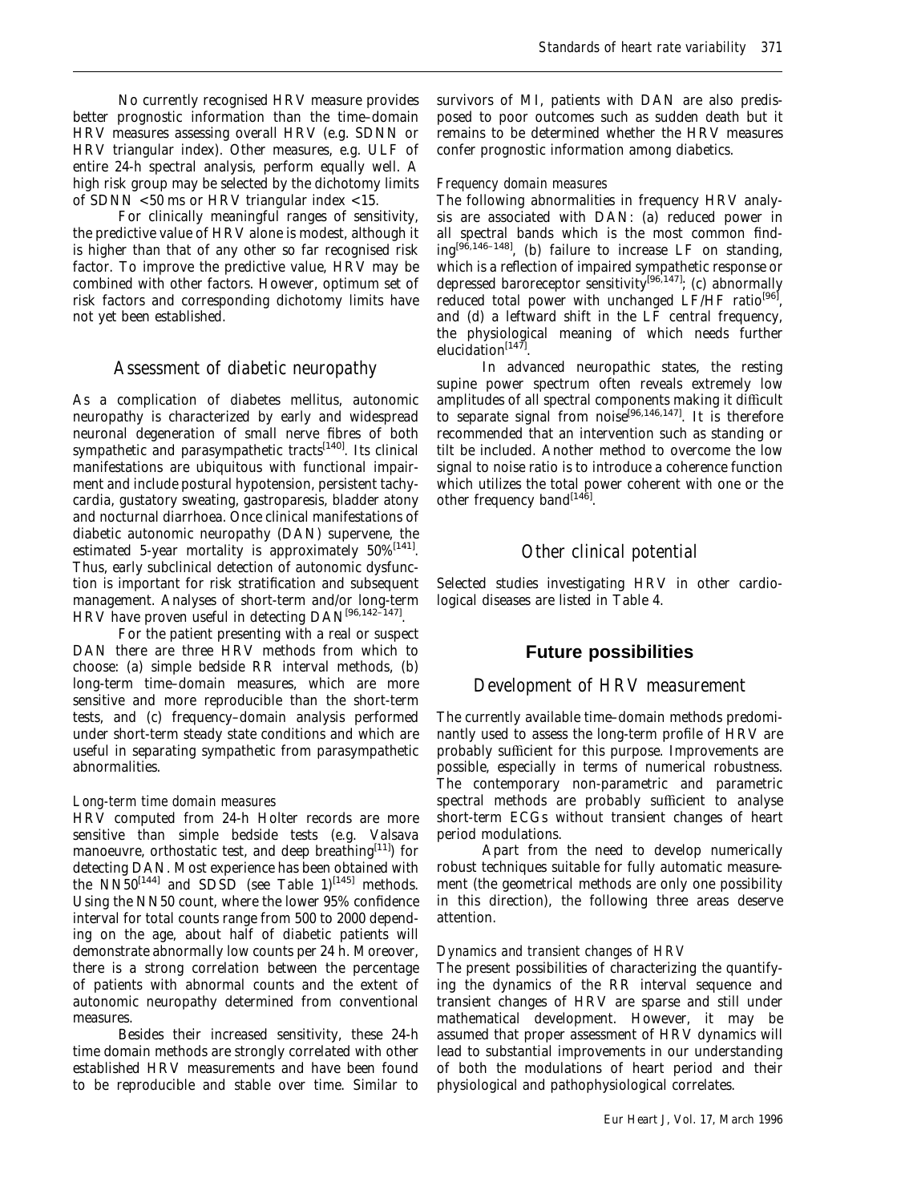No currently recognised HRV measure provides better prognostic information than the time–domain HRV measures assessing overall HRV (e.g. SDNN or HRV triangular index). Other measures, e.g. ULF of entire 24-h spectral analysis, perform equally well. A high risk group may be selected by the dichotomy limits of SDNN <50 ms or HRV triangular index <15.

For clinically meaningful ranges of sensitivity, the predictive value of HRV alone is modest, although it is higher than that of any other so far recognised risk factor. To improve the predictive value, HRV may be combined with other factors. However, optimum set of risk factors and corresponding dichotomy limits have not yet been established.

## Assessment of diabetic neuropathy

As a complication of diabetes mellitus, autonomic neuropathy is characterized by early and widespread neuronal degeneration of small nerve fibres of both sympathetic and parasympathetic tracts[140]. Its clinical manifestations are ubiquitous with functional impairment and include postural hypotension, persistent tachycardia, gustatory sweating, gastroparesis, bladder atony and nocturnal diarrhoea. Once clinical manifestations of diabetic autonomic neuropathy (DAN) supervene, the estimated 5-year mortality is approximately 50%[141]. Thus, early subclinical detection of autonomic dysfunction is important for risk stratification and subsequent management. Analyses of short-term and/or long-term HRV have proven useful in detecting DAN[96,142–147].

For the patient presenting with a real or suspect DAN there are three HRV methods from which to choose: (a) simple bedside RR interval methods, (b) long-term time–domain measures, which are more sensitive and more reproducible than the short-term tests, and (c) frequency–domain analysis performed under short-term steady state conditions and which are useful in separating sympathetic from parasympathetic abnormalities.

### *Long-term time domain measures*

HRV computed from 24-h Holter records are more sensitive than simple bedside tests (e.g. Valsava manoeuvre, orthostatic test, and deep breathing[11]) for detecting DAN. Most experience has been obtained with the NN50[144] and SDSD (see Table 1)[145] methods. Using the NN50 count, where the lower 95% confidence interval for total counts range from 500 to 2000 depending on the age, about half of diabetic patients will demonstrate abnormally low counts per 24 h. Moreover, there is a strong correlation between the percentage of patients with abnormal counts and the extent of autonomic neuropathy determined from conventional measures.

Besides their increased sensitivity, these 24-h time domain methods are strongly correlated with other established HRV measurements and have been found to be reproducible and stable over time. Similar to survivors of MI, patients with DAN are also predisposed to poor outcomes such as sudden death but it remains to be determined whether the HRV measures confer prognostic information among diabetics.

### *Frequency domain measures*

The following abnormalities in frequency HRV analysis are associated with DAN: (a) reduced power in all spectral bands which is the most common finding[96,146–148], (b) failure to increase LF on standing, which is a reflection of impaired sympathetic response or depressed baroreceptor sensitivity[96,147]; (c) abnormally reduced total power with unchanged LF/HF ratio[96], and (d) a leftward shift in the LF central frequency, the physiological meaning of which needs further elucidation[147].

In advanced neuropathic states, the resting supine power spectrum often reveals extremely low amplitudes of all spectral components making it difficult to separate signal from noise[96,146,147]. It is therefore recommended that an intervention such as standing or tilt be included. Another method to overcome the low signal to noise ratio is to introduce a coherence function which utilizes the total power coherent with one or the other frequency band[146].

## Other clinical potential

Selected studies investigating HRV in other cardiological diseases are listed in Table 4.

# Future possibilities

## Development of HRV measurement

The currently available time–domain methods predominantly used to assess the long-term profile of HRV are probably sufficient for this purpose. Improvements are possible, especially in terms of numerical robustness. The contemporary non-parametric and parametric spectral methods are probably sufficient to analyse short-term ECGs without transient changes of heart period modulations.

Apart from the need to develop numerically robust techniques suitable for fully automatic measurement (the geometrical methods are only one possibility in this direction), the following three areas deserve attention.

### *Dynamics and transient changes of HRV*

The present possibilities of characterizing the quantifying the dynamics of the RR interval sequence and transient changes of HRV are sparse and still under mathematical development. However, it may be assumed that proper assessment of HRV dynamics will lead to substantial improvements in our understanding of both the modulations of heart period and their physiological and pathophysiological correlates.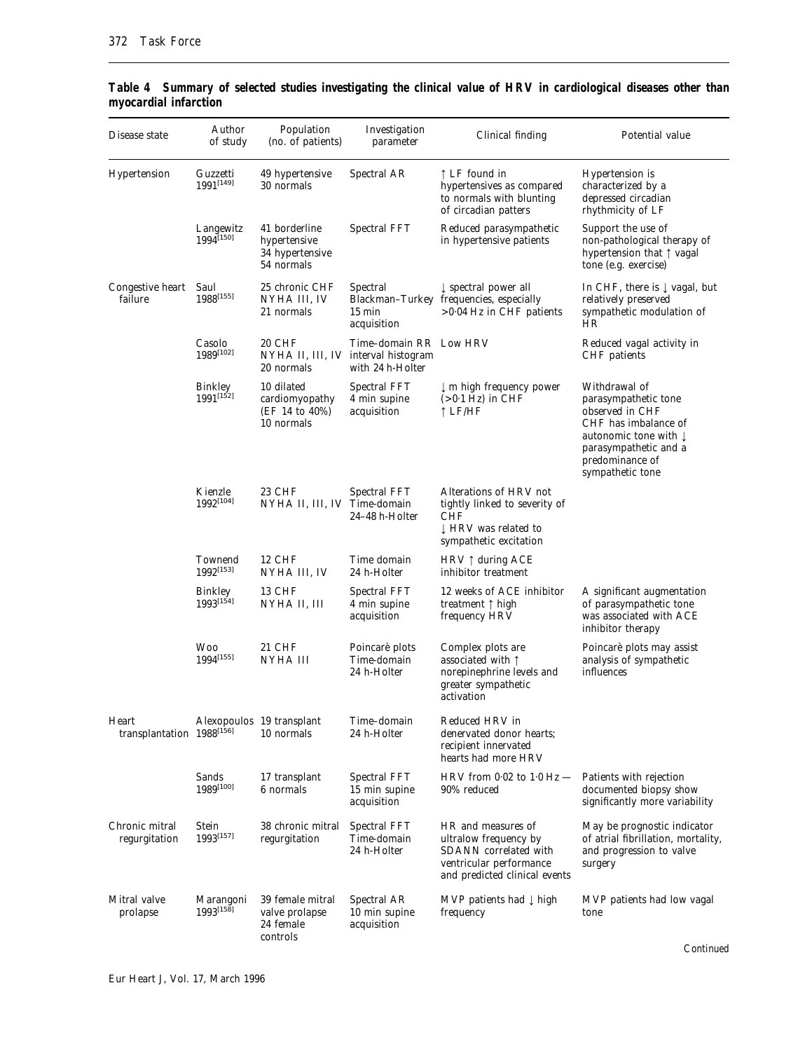**Table 4 Summary of selected studies investigating the clinical value of HRV in cardiological diseases other than myocardial infarction**

| Disease state | Author of study | Population (no. of patients) | Investigation parameter | Clinical finding | Potential value |
|---|---|---|---|---|---|
| Hypertension | Guzzetti 1991[149] | 49 hypertensive 30 normals | Spectral AR | ↑ LF found in hypertensives as compared to normals with blunting of circadian patters | Hypertension is characterized by a depressed circadian rhythmicity of LF |
| | Langewitz 1994[150] | 41 borderline hypertensive 34 hypertensive 54 normals | Spectral FFT | Reduced parasympathetic in hypertensive patients | Support the use of non-pathological therapy of hypertension that ↑ vagal tone (e.g. exercise) |
| Congestive heart failure | Saul 1988[155] | 25 chronic CHF NYHA III, IV 21 normals | Spectral Blackman–Turkey 15 min acquisition | ↓ spectral power all frequencies, especially >0·04 Hz in CHF patients | In CHF, there is ↓ vagal, but relatively preserved sympathetic modulation of HR |
| | Casolo 1989[102] | 20 CHF NYHA II, III, IV 20 normals | Time-domain RR interval histogram with 24 h-Holter | Low HRV | Reduced vagal activity in CHF patients |
| | Binkley 1991[152] | 10 dilated cardiomyopathy (EF 14 to 40%) 10 normals | Spectral FFT 4 min supine acquisition | ↓ m high frequency power (>0·1 Hz) in CHF ↑ LF/HF | Withdrawal of parasympathetic tone observed in CHF CHF has imbalance of autonomic tone with ↓ parasympathetic and a predominance of sympathetic tone |
| | Kienzle 1992[104] | 23 CHF NYHA II, III, IV | Spectral FFT Time-domain 24–48 h-Holter | Alterations of HRV not tightly linked to severity of CHF ↓ HRV was related to sympathetic excitation | |
| | Townend 1992[153] | 12 CHF NYHA III, IV | Time domain 24 h-Holter | HRV ↑ during ACE inhibitor treatment | |
| | Binkley 1993[154] | 13 CHF NYHA II, III | Spectral FFT 4 min supine acquisition | 12 weeks of ACE inhibitor treatment ↑ high frequency HRV | A significant augmentation of parasympathetic tone was associated with ACE inhibitor therapy |
| | Woo 1994[155] | 21 CHF NYHA III | Poincarè plots Time-domain 24 h-Holter | Complex plots are associated with ↑ norepinephrine levels and greater sympathetic activation | Poincarè plots may assist analysis of sympathetic influences |
| Heart transplantation | Alexopoulos 1988[156] | 19 transplant 10 normals | Time–domain 24 h-Holter | Reduced HRV in denervated donor hearts; recipient innervated hearts had more HRV | |
| | Sands 1989[100] | 17 transplant 6 normals | Spectral FFT 15 min supine acquisition | HRV from 0·02 to 1·0 Hz — 90% reduced | Patients with rejection documented biopsy show significantly more variability |
| Chronic mitral regurgitation | Stein 1993[157] | 38 chronic mitral regurgitation | Spectral FFT Time-domain 24 h-Holter | HR and measures of ultralow frequency by SDANN correlated with ventricular performance and predicted clinical events | May be prognostic indicator of atrial fibrillation, mortality, and progression to valve surgery |
| Mitral valve prolapse | Marangoni 1993[158] | 39 female mitral valve prolapse 24 female controls | Spectral AR 10 min supine acquisition | MVP patients had ↓ high frequency | MVP patients had low vagal tone |

*Continued*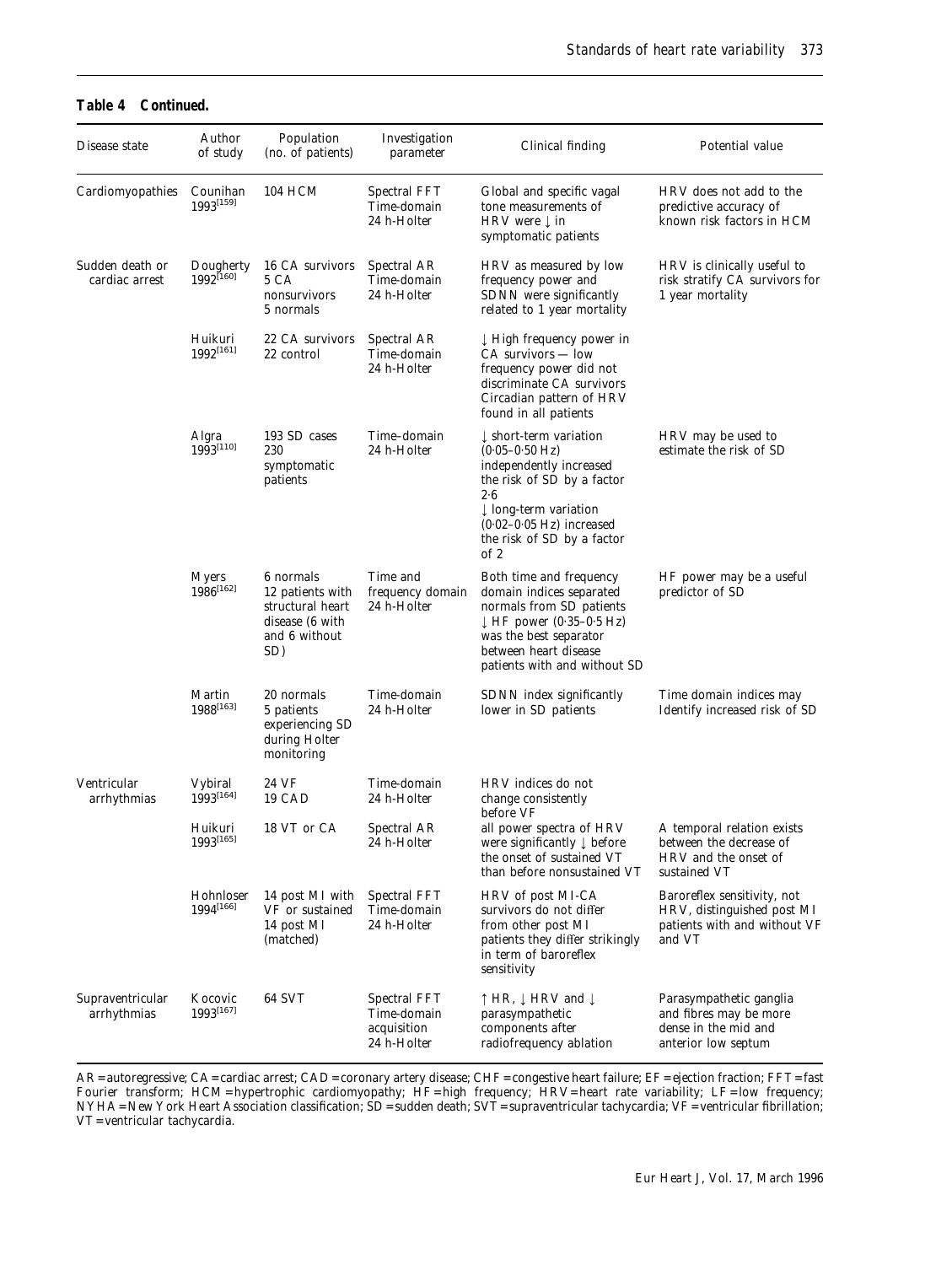**Table 4 Continued.**

| Disease state | Author of study | Population (no. of patients) | Investigation parameter | Clinical finding | Potential value |
|---|---|---|---|---|---|
| Cardiomyopathies | Counihan 1993[159] | 104 HCM | Spectral FFT Time-domain 24 h-Holter | Global and specific vagal tone measurements of HRV were ↓ in symptomatic patients | HRV does not add to the predictive accuracy of known risk factors in HCM |
| Sudden death or cardiac arrest | Dougherty 1992[160] | 16 CA survivors 5 CA nonsurvivors 5 normals | Spectral AR Time-domain 24 h-Holter | HRV as measured by low frequency power and SDNN were significantly related to 1 year mortality | HRV is clinically useful to risk stratify CA survivors for 1 year mortality |
| | Huikuri 1992[161] | 22 CA survivors 22 control | Spectral AR Time-domain 24 h-Holter | ↓ High frequency power in CA survivors — low frequency power did not discriminate CA survivors Circadian pattern of HRV found in all patients | |
| | Algra 1993[110] | 193 SD cases 230 symptomatic patients | Time-domain 24 h-Holter | ↓ short-term variation (0·05–0·50 Hz) independently increased the risk of SD by a factor 2·6 ↓ long-term variation (0·02–0·05 Hz) increased the risk of SD by a factor of 2 | HRV may be used to estimate the risk of SD |
| | Myers 1986[162] | 6 normals 12 patients with structural heart disease (6 with and 6 without SD) | Time and frequency domain 24 h-Holter | Both time and frequency domain indices separated normals from SD patients ↓ HF power (0·35–0·5 Hz) was the best separator between heart disease patients with and without SD | HF power may be a useful predictor of SD |
| | Martin 1988[163] | 20 normals 5 patients experiencing SD during Holter monitoring | Time-domain 24 h-Holter | SDNN index significantly lower in SD patients | Time domain indices may Identify increased risk of SD |
| Ventricular arrhythmias | Vybiral 1993[164] | 24 VF 19 CAD | Time-domain 24 h-Holter | HRV indices do not change consistently before VF | |
| | Huikuri 1993[165] | 18 VT or CA | Spectral AR 24 h-Holter | all power spectra of HRV were significantly ↓ before the onset of sustained VT than before nonsustained VT | A temporal relation exists between the decrease of HRV and the onset of sustained VT |
| | Hohnloser 1994[166] | 14 post MI with VF or sustained 14 post MI (matched) | Spectral FFT Time-domain 24 h-Holter | HRV of post MI-CA survivors do not differ from other post MI patients they differ strikingly in term of baroreflex sensitivity | Baroreflex sensitivity, not HRV, distinguished post MI patients with and without VF and VT |
| Supraventricular arrhythmias | Kocovic 1993[167] | 64 SVT | Spectral FFT Time-domain acquisition 24 h-Holter | ↑ HR, ↓ HRV and ↓ parasympathetic components after radiofrequency ablation | Parasympathetic ganglia and fibres may be more dense in the mid and anterior low septum |

AR = autoregressive; CA = cardiac arrest; CAD = coronary artery disease; CHF = congestive heart failure; EF = ejection fraction; FFT = fast Fourier transform; HCM = hypertrophic cardiomyopathy; HF = high frequency; HRV = heart rate variability; LF = low frequency; NYHA = New York Heart Association classification; SD = sudden death; SVT = supraventricular tachycardia; VF = ventricular fibrillation; VT = ventricular tachycardia.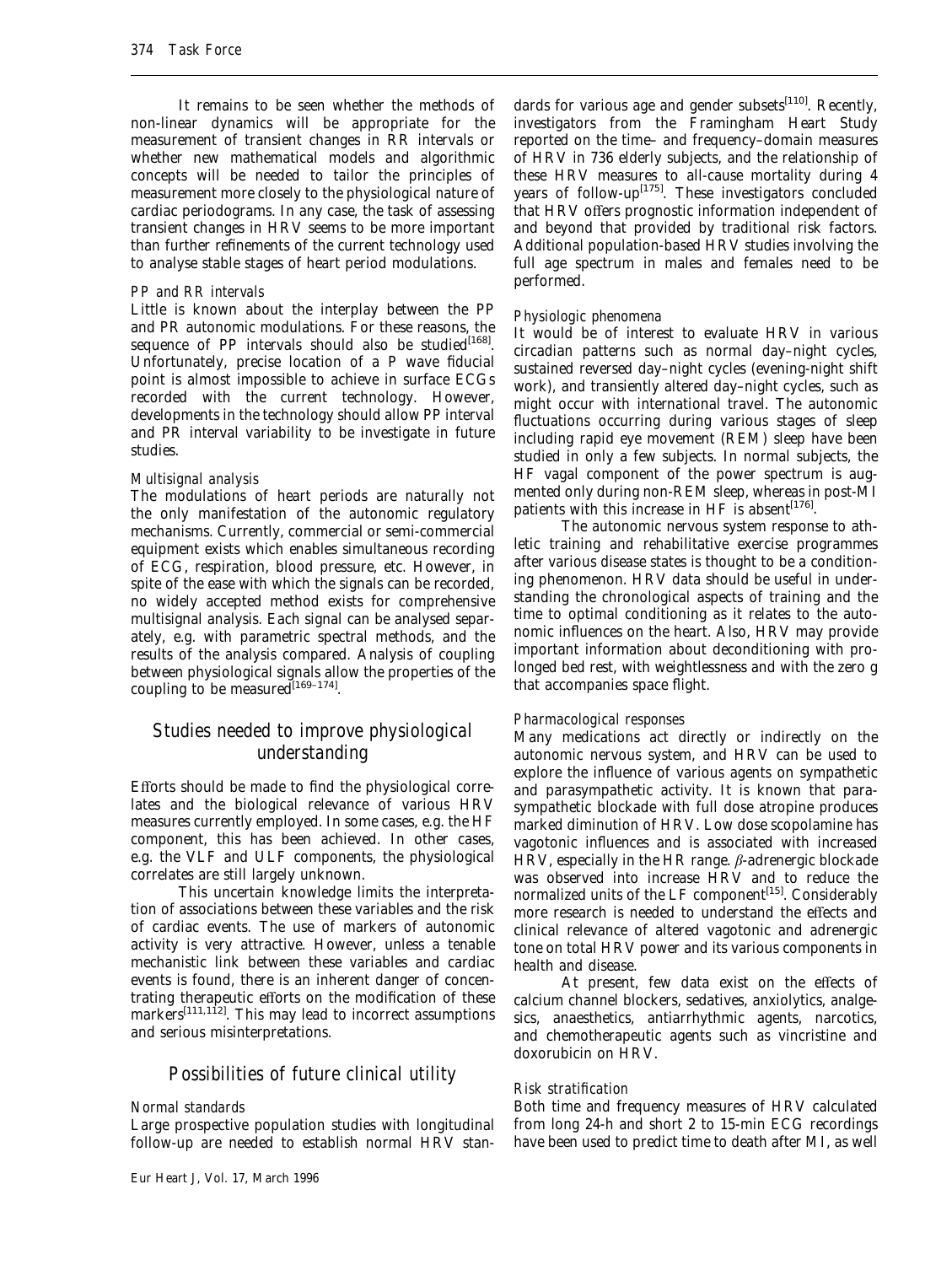It remains to be seen whether the methods of non-linear dynamics will be appropriate for the measurement of transient changes in RR intervals or whether new mathematical models and algorithmic concepts will be needed to tailor the principles of measurement more closely to the physiological nature of cardiac periodograms. In any case, the task of assessing transient changes in HRV seems to be more important than further refinements of the current technology used to analyse stable stages of heart period modulations.

#### *PP and RR intervals*

Little is known about the interplay between the PP and PR autonomic modulations. For these reasons, the sequence of PP intervals should also be studied[168]. Unfortunately, precise location of a P wave fiducial point is almost impossible to achieve in surface ECGs recorded with the current technology. However, developments in the technology should allow PP interval and PR interval variability to be investigate in future studies.

#### *Multisignal analysis*

The modulations of heart periods are naturally not the only manifestation of the autonomic regulatory mechanisms. Currently, commercial or semi-commercial equipment exists which enables simultaneous recording of ECG, respiration, blood pressure, etc. However, in spite of the ease with which the signals can be recorded, no widely accepted method exists for comprehensive multisignal analysis. Each signal can be analysed separately, e.g. with parametric spectral methods, and the results of the analysis compared. Analysis of coupling between physiological signals allow the properties of the coupling to be measured[169–174].

## Studies needed to improve physiological understanding

Efforts should be made to find the physiological correlates and the biological relevance of various HRV measures currently employed. In some cases, e.g. the HF component, this has been achieved. In other cases, e.g. the VLF and ULF components, the physiological correlates are still largely unknown.

This uncertain knowledge limits the interpretation of associations between these variables and the risk of cardiac events. The use of markers of autonomic activity is very attractive. However, unless a tenable mechanistic link between these variables and cardiac events is found, there is an inherent danger of concentrating therapeutic efforts on the modification of these markers[111,112]. This may lead to incorrect assumptions and serious misinterpretations.

## Possibilities of future clinical utility

#### *Normal standards*

Large prospective population studies with longitudinal follow-up are needed to establish normal HRV standards for various age and gender subsets[110]. Recently, investigators from the Framingham Heart Study reported on the time– and frequency–domain measures of HRV in 736 elderly subjects, and the relationship of these HRV measures to all-cause mortality during 4 years of follow-up[175]. These investigators concluded that HRV offers prognostic information independent of and beyond that provided by traditional risk factors. Additional population-based HRV studies involving the full age spectrum in males and females need to be performed.

#### *Physiologic phenomena*

It would be of interest to evaluate HRV in various circadian patterns such as normal day–night cycles, sustained reversed day–night cycles (evening-night shift work), and transiently altered day–night cycles, such as might occur with international travel. The autonomic fluctuations occurring during various stages of sleep including rapid eye movement (REM) sleep have been studied in only a few subjects. In normal subjects, the HF vagal component of the power spectrum is augmented only during non-REM sleep, whereas in post-MI patients with this increase in HF is absent[176].

The autonomic nervous system response to athletic training and rehabilitative exercise programmes after various disease states is thought to be a conditioning phenomenon. HRV data should be useful in understanding the chronological aspects of training and the time to optimal conditioning as it relates to the autonomic influences on the heart. Also, HRV may provide important information about deconditioning with prolonged bed rest, with weightlessness and with the zero g that accompanies space flight.

#### *Pharmacological responses*

Many medications act directly or indirectly on the autonomic nervous system, and HRV can be used to explore the influence of various agents on sympathetic and parasympathetic activity. It is known that parasympathetic blockade with full dose atropine produces marked diminution of HRV. Low dose scopolamine has vagotonic influences and is associated with increased HRV, especially in the HR range. $\beta$-adrenergic blockade was observed into increase HRV and to reduce the normalized units of the LF component[15]. Considerably more research is needed to understand the effects and clinical relevance of altered vagotonic and adrenergic tone on total HRV power and its various components in health and disease.

At present, few data exist on the effects of calcium channel blockers, sedatives, anxiolytics, analgesics, anaesthetics, antiarrhythmic agents, narcotics, and chemotherapeutic agents such as vincristine and doxorubicin on HRV.

#### *Risk stratification*

Both time and frequency measures of HRV calculated from long 24-h and short 2 to 15-min ECG recordings have been used to predict time to death after MI, as well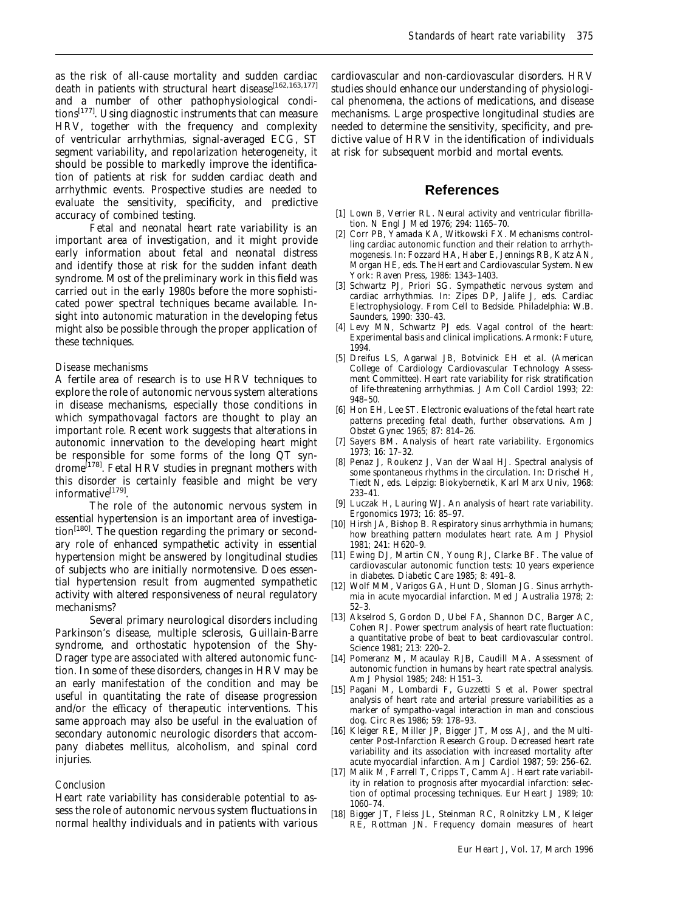as the risk of all-cause mortality and sudden cardiac death in patients with structural heart disease[162,163,177] and a number of other pathophysiological conditions[177]. Using diagnostic instruments that can measure HRV, together with the frequency and complexity of ventricular arrhythmias, signal-averaged ECG, ST segment variability, and repolarization heterogeneity, it should be possible to markedly improve the identification of patients at risk for sudden cardiac death and arrhythmic events. Prospective studies are needed to evaluate the sensitivity, specificity, and predictive accuracy of combined testing.

Fetal and neonatal heart rate variability is an important area of investigation, and it might provide early information about fetal and neonatal distress and identify those at risk for the sudden infant death syndrome. Most of the preliminary work in this field was carried out in the early 1980s before the more sophisticated power spectral techniques became available. Insight into autonomic maturation in the developing fetus might also be possible through the proper application of these techniques.

*Disease mechanisms*

A fertile area of research is to use HRV techniques to explore the role of autonomic nervous system alterations in disease mechanisms, especially those conditions in which sympathovagal factors are thought to play an important role. Recent work suggests that alterations in autonomic innervation to the developing heart might be responsible for some forms of the long QT syndrome[178]. Fetal HRV studies in pregnant mothers with this disorder is certainly feasible and might be very informative[179].

The role of the autonomic nervous system in essential hypertension is an important area of investigation[180]. The question regarding the primary or secondary role of enhanced sympathetic activity in essential hypertension might be answered by longitudinal studies of subjects who are initially normotensive. Does essential hypertension result from augmented sympathetic activity with altered responsiveness of neural regulatory mechanisms?

Several primary neurological disorders including Parkinson's disease, multiple sclerosis, Guillain-Barre syndrome, and orthostatic hypotension of the Shy-Drager type are associated with altered autonomic function. In some of these disorders, changes in HRV may be an early manifestation of the condition and may be useful in quantitating the rate of disease progression and/or the efficacy of therapeutic interventions. This same approach may also be useful in the evaluation of secondary autonomic neurologic disorders that accompany diabetes mellitus, alcoholism, and spinal cord injuries.

*Conclusion*

Heart rate variability has considerable potential to assess the role of autonomic nervous system fluctuations in normal healthy individuals and in patients with various cardiovascular and non-cardiovascular disorders. HRV studies should enhance our understanding of physiological phenomena, the actions of medications, and disease mechanisms. Large prospective longitudinal studies are needed to determine the sensitivity, specificity, and predictive value of HRV in the identification of individuals at risk for subsequent morbid and mortal events.

## References

[1] Lown B, Verrier RL. Neural activity and ventricular fibrillation. N Engl J Med 1976; 294: 1165–70.

[2] Corr PB, Yamada KA, Witkowski FX. Mechanisms controlling cardiac autonomic function and their relation to arrhythmogenesis. In: Fozzard HA, Haber E, Jennings RB, Katz AN, Morgan HE, eds. The Heart and Cardiovascular System. New York: Raven Press, 1986: 1343–1403.

[3] Schwartz PJ, Priori SG. Sympathetic nervous system and cardiac arrhythmias. In: Zipes DP, Jalife J, eds. Cardiac Electrophysiology. From Cell to Bedside. Philadelphia: W.B. Saunders, 1990: 330–43.

[4] Levy MN, Schwartz PJ eds. Vagal control of the heart: Experimental basis and clinical implications. Armonk: Future, 1994.

[5] Dreifus LS, Agarwal JB, Botvinick EH *et al.* (American College of Cardiology Cardiovascular Technology Assessment Committee). Heart rate variability for risk stratification of life-threatening arrhythmias. J Am Coll Cardiol 1993; 22: 948–50.

[6] Hon EH, Lee ST. Electronic evaluations of the fetal heart rate patterns preceding fetal death, further observations. Am J Obstet Gynec 1965; 87: 814–26.

[7] Sayers BM. Analysis of heart rate variability. Ergonomics 1973; 16: 17–32.

[8] Penaz J, Roukenz J, Van der Waal HJ. Spectral analysis of some spontaneous rhythms in the circulation. In: Drischel H, Tiedt N, eds. Leipzig: Biokybernetik, Karl Marx Univ, 1968: 233–41.

[9] Luczak H, Lauring WJ. An analysis of heart rate variability. Ergonomics 1973; 16: 85–97.

[10] Hirsh JA, Bishop B. Respiratory sinus arrhythmia in humans; how breathing pattern modulates heart rate. Am J Physiol 1981; 241: H620–9.

[11] Ewing DJ, Martin CN, Young RJ, Clarke BF. The value of cardiovascular autonomic function tests: 10 years experience in diabetes. Diabetic Care 1985; 8: 491–8.

[12] Wolf MM, Varigos GA, Hunt D, Sloman JG. Sinus arrhythmia in acute myocardial infarction. Med J Australia 1978; 2: 52–3.

[13] Akselrod S, Gordon D, Ubel FA, Shannon DC, Barger AC, Cohen RJ. Power spectrum analysis of heart rate fluctuation: a quantitative probe of beat to beat cardiovascular control. Science 1981; 213: 220–2.

[14] Pomeranz M, Macaulay RJB, Caudill MA. Assessment of autonomic function in humans by heart rate spectral analysis. Am J Physiol 1985; 248: H151–3.

[15] Pagani M, Lombardi F, Guzzetti S *et al.* Power spectral analysis of heart rate and arterial pressure variabilities as a marker of sympatho-vagal interaction in man and conscious dog. Circ Res 1986; 59: 178–93.

[16] Kleiger RE, Miller JP, Bigger JT, Moss AJ, and the Multicenter Post-Infarction Research Group. Decreased heart rate variability and its association with increased mortality after acute myocardial infarction. Am J Cardiol 1987; 59: 256–62.

[17] Malik M, Farrell T, Cripps T, Camm AJ. Heart rate variability in relation to prognosis after myocardial infarction: selection of optimal processing techniques. Eur Heart J 1989; 10: 1060–74.

[18] Bigger JT, Fleiss JL, Steinman RC, Rolnitzky LM, Kleiger RE, Rottman JN. Frequency domain measures of heart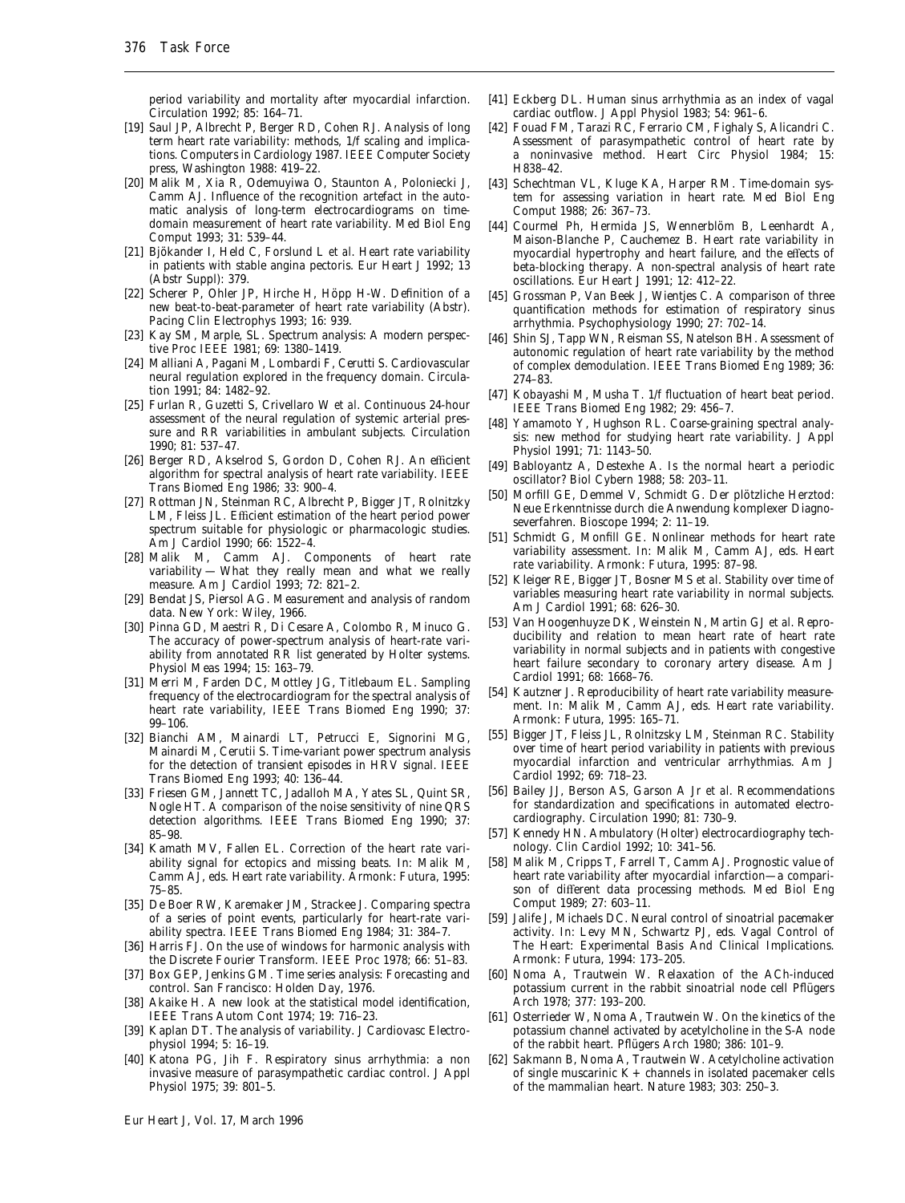period variability and mortality after myocardial infarction. Circulation 1992; 85: 164–71.

[19] Saul JP, Albrecht P, Berger RD, Cohen RJ. Analysis of long term heart rate variability: methods, 1/f scaling and implications. Computers in Cardiology 1987. IEEE Computer Society press, Washington 1988: 419–22.

[20] Malik M, Xia R, Odemuyiwa O, Staunton A, Poloniecki J, Camm AJ. Influence of the recognition artefact in the automatic analysis of long-term electrocardiograms on time-domain measurement of heart rate variability. Med Biol Eng Comput 1993; 31: 539–44.

[21] Bjökander I, Held C, Forslund L *et al.* Heart rate variability in patients with stable angina pectoris. Eur Heart J 1992; 13 (Abstr Suppl): 379.

[22] Scherer P, Ohler JP, Hirche H, Höpp H-W. Definition of a new beat-to-beat-parameter of heart rate variability (Abstr). Pacing Clin Electrophys 1993; 16: 939.

[23] Kay SM, Marple, SL. Spectrum analysis: A modern perspective Proc IEEE 1981; 69: 1380–1419.

[24] Malliani A, Pagani M, Lombardi F, Cerutti S. Cardiovascular neural regulation explored in the frequency domain. Circulation 1991; 84: 1482–92.

[25] Furlan R, Guzetti S, Crivellaro W *et al.* Continuous 24-hour assessment of the neural regulation of systemic arterial pressure and RR variabilities in ambulant subjects. Circulation 1990; 81: 537–47.

[26] Berger RD, Akselrod S, Gordon D, Cohen RJ. An efficient algorithm for spectral analysis of heart rate variability. IEEE Trans Biomed Eng 1986; 33: 900–4.

[27] Rottman JN, Steinman RC, Albrecht P, Bigger JT, Rolnitzky LM, Fleiss JL. Efficient estimation of the heart period power spectrum suitable for physiologic or pharmacologic studies. Am J Cardiol 1990; 66: 1522–4.

[28] Malik M, Camm AJ. Components of heart rate variability — What they really mean and what we really measure. Am J Cardiol 1993; 72: 821–2.

[29] Bendat JS, Piersol AG. Measurement and analysis of random data. New York: Wiley, 1966.

[30] Pinna GD, Maestri R, Di Cesare A, Colombo R, Minuco G. The accuracy of power-spectrum analysis of heart-rate variability from annotated RR list generated by Holter systems. Physiol Meas 1994; 15: 163–79.

[31] Merri M, Farden DC, Mottley JG, Titlebaum EL. Sampling frequency of the electrocardiogram for the spectral analysis of heart rate variability, IEEE Trans Biomed Eng 1990; 37: 99–106.

[32] Bianchi AM, Mainardi LT, Petrucci E, Signorini MG, Mainardi M, Cerutii S. Time-variant power spectrum analysis for the detection of transient episodes in HRV signal. IEEE Trans Biomed Eng 1993; 40: 136–44.

[33] Friesen GM, Jannett TC, Jadalloh MA, Yates SL, Quint SR, Nogle HT. A comparison of the noise sensitivity of nine QRS detection algorithms. IEEE Trans Biomed Eng 1990; 37: 85–98.

[34] Kamath MV, Fallen EL. Correction of the heart rate variability signal for ectopics and missing beats. In: Malik M, Camm AJ, eds. Heart rate variability. Armonk: Futura, 1995: 75–85.

[35] De Boer RW, Karemaker JM, Strackee J. Comparing spectra of a series of point events, particularly for heart-rate variability spectra. IEEE Trans Biomed Eng 1984; 31: 384–7.

[36] Harris FJ. On the use of windows for harmonic analysis with the Discrete Fourier Transform. IEEE Proc 1978; 66: 51–83.

[37] Box GEP, Jenkins GM. Time series analysis: Forecasting and control. San Francisco: Holden Day, 1976.

[38] Akaike H. A new look at the statistical model identification, IEEE Trans Autom Cont 1974; 19: 716–23.

[39] Kaplan DT. The analysis of variability. J Cardiovasc Electrophysiol 1994; 5: 16–19.

[40] Katona PG, Jih F. Respiratory sinus arrhythmia: a non invasive measure of parasympathetic cardiac control. J Appl Physiol 1975; 39: 801–5.

[41] Eckberg DL. Human sinus arrhythmia as an index of vagal cardiac outflow. J Appl Physiol 1983; 54: 961–6.

[42] Fouad FM, Tarazi RC, Ferrario CM, Fighaly S, Alicandri C. Assessment of parasympathetic control of heart rate by a noninvasive method. Heart Circ Physiol 1984; 15: H838–42.

[43] Schechtman VL, Kluge KA, Harper RM. Time-domain system for assessing variation in heart rate. Med Biol Eng Comput 1988; 26: 367–73.

[44] Courmel Ph, Hermida JS, Wennerblöm B, Leenhardt A, Maison-Blanche P, Cauchemez B. Heart rate variability in myocardial hypertrophy and heart failure, and the effects of beta-blocking therapy. A non-spectral analysis of heart rate oscillations. Eur Heart J 1991; 12: 412–22.

[45] Grossman P, Van Beek J, Wientjes C. A comparison of three quantification methods for estimation of respiratory sinus arrhythmia. Psychophysiology 1990; 27: 702–14.

[46] Shin SJ, Tapp WN, Reisman SS, Natelson BH. Assessment of autonomic regulation of heart rate variability by the method of complex demodulation. IEEE Trans Biomed Eng 1989; 36: 274–83.

[47] Kobayashi M, Musha T. 1/f fluctuation of heart beat period. IEEE Trans Biomed Eng 1982; 29: 456–7.

[48] Yamamoto Y, Hughson RL. Coarse-graining spectral analysis: new method for studying heart rate variability. J Appl Physiol 1991; 71: 1143–50.

[49] Babloyantz A, Destexhe A. Is the normal heart a periodic oscillator? Biol Cybern 1988; 58: 203–11.

[50] Morfill GE, Demmel V, Schmidt G. Der plötzliche Herztod: Neue Erkenntnisse durch die Anwendung komplexer Diagnoseverfahren. Bioscope 1994; 2: 11–19.

[51] Schmidt G, Monfill GE. Nonlinear methods for heart rate variability assessment. In: Malik M, Camm AJ, eds. Heart rate variability. Armonk: Futura, 1995: 87–98.

[52] Kleiger RE, Bigger JT, Bosner MS *et al.* Stability over time of variables measuring heart rate variability in normal subjects. Am J Cardiol 1991; 68: 626–30.

[53] Van Hoogenhuyze DK, Weinstein N, Martin GJ *et al.* Reproducibility and relation to mean heart rate of heart rate variability in normal subjects and in patients with congestive heart failure secondary to coronary artery disease. Am J Cardiol 1991; 68: 1668–76.

[54] Kautzner J. Reproducibility of heart rate variability measurement. In: Malik M, Camm AJ, eds. Heart rate variability. Armonk: Futura, 1995: 165–71.

[55] Bigger JT, Fleiss JL, Rolnitzsky LM, Steinman RC. Stability over time of heart period variability in patients with previous myocardial infarction and ventricular arrhythmias. Am J Cardiol 1992; 69: 718–23.

[56] Bailey JJ, Berson AS, Garson A Jr *et al.* Recommendations for standardization and specifications in automated electrocardiography. Circulation 1990; 81: 730–9.

[57] Kennedy HN. Ambulatory (Holter) electrocardiography technology. Clin Cardiol 1992; 10: 341–56.

[58] Malik M, Cripps T, Farrell T, Camm AJ. Prognostic value of heart rate variability after myocardial infarction—a comparison of different data processing methods. Med Biol Eng Comput 1989; 27: 603–11.

[59] Jalife J, Michaels DC. Neural control of sinoatrial pacemaker activity. In: Levy MN, Schwartz PJ, eds. Vagal Control of The Heart: Experimental Basis And Clinical Implications. Armonk: Futura, 1994: 173–205.

[60] Noma A, Trautwein W. Relaxation of the ACh-induced potassium current in the rabbit sinoatrial node cell Pflügers Arch 1978; 377: 193–200.

[61] Osterrieder W, Noma A, Trautwein W. On the kinetics of the potassium channel activated by acetylcholine in the S-A node of the rabbit heart. Pflügers Arch 1980; 386: 101–9.

[62] Sakmann B, Noma A, Trautwein W. Acetylcholine activation of single muscarinic K+ channels in isolated pacemaker cells of the mammalian heart. Nature 1983; 303: 250–3.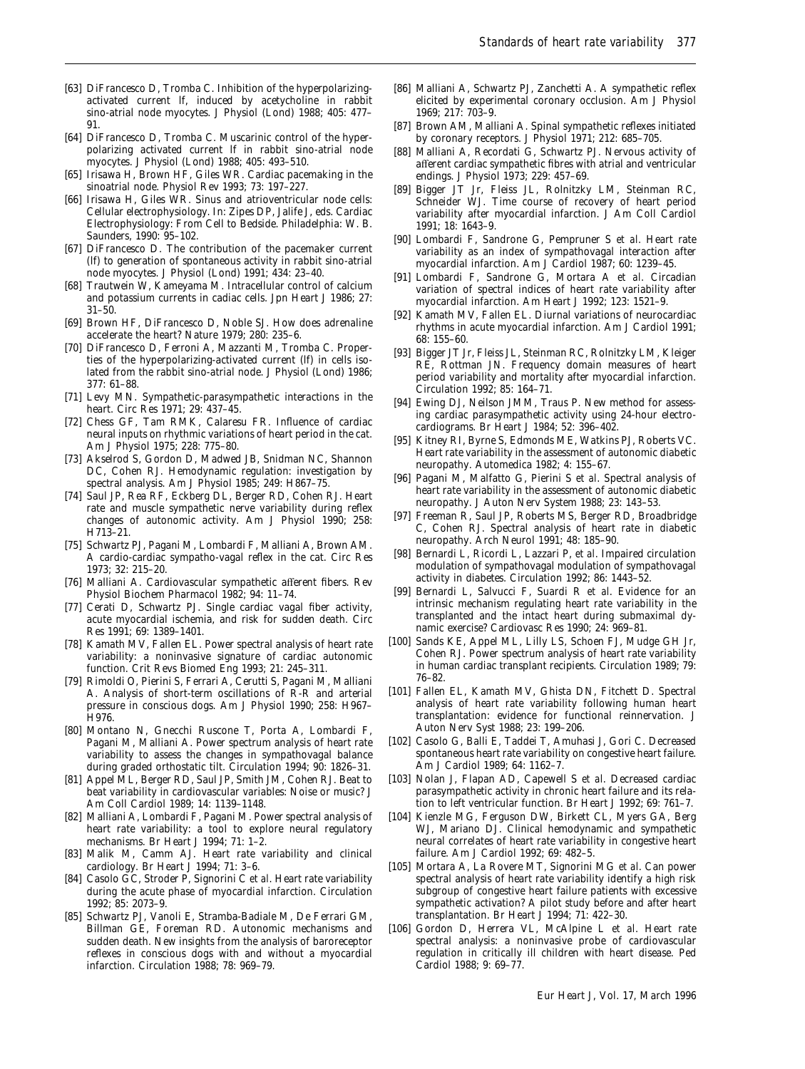[63] DiFrancesco D, Tromba C. Inhibition of the hyperpolarizing-activated current If, induced by acetycholine in rabbit sino-atrial node myocytes. J Physiol (Lond) 1988; 405: 477–91.

[64] DiFrancesco D, Tromba C. Muscarinic control of the hyperpolarizing activated current If in rabbit sino-atrial node myocytes. J Physiol (Lond) 1988; 405: 493–510.

[65] Irisawa H, Brown HF, Giles WR. Cardiac pacemaking in the sinoatrial node. Physiol Rev 1993; 73: 197–227.

[66] Irisawa H, Giles WR. Sinus and atrioventricular node cells: Cellular electrophysiology. In: Zipes DP, Jalife J, eds. Cardiac Electrophysiology: From Cell to Bedside. Philadelphia: W. B. Saunders, 1990: 95–102.

[67] DiFrancesco D. The contribution of the pacemaker current (If) to generation of spontaneous activity in rabbit sino-atrial node myocytes. J Physiol (Lond) 1991; 434: 23–40.

[68] Trautwein W, Kameyama M. Intracellular control of calcium and potassium currents in cadiac cells. Jpn Heart J 1986; 27: 31–50.

[69] Brown HF, DiFrancesco D, Noble SJ. How does adrenaline accelerate the heart? Nature 1979; 280: 235–6.

[70] DiFrancesco D, Ferroni A, Mazzanti M, Tromba C. Properties of the hyperpolarizing-activated current (If) in cells isolated from the rabbit sino-atrial node. J Physiol (Lond) 1986; 377: 61–88.

[71] Levy MN. Sympathetic-parasympathetic interactions in the heart. Circ Res 1971; 29: 437–45.

[72] Chess GF, Tam RMK, Calaresu FR. Influence of cardiac neural inputs on rhythmic variations of heart period in the cat. Am J Physiol 1975; 228: 775–80.

[73] Akselrod S, Gordon D, Madwed JB, Snidman NC, Shannon DC, Cohen RJ. Hemodynamic regulation: investigation by spectral analysis. Am J Physiol 1985; 249: H867–75.

[74] Saul JP, Rea RF, Eckberg DL, Berger RD, Cohen RJ. Heart rate and muscle sympathetic nerve variability during reflex changes of autonomic activity. Am J Physiol 1990; 258: H713–21.

[75] Schwartz PJ, Pagani M, Lombardi F, Malliani A, Brown AM. A cardio-cardiac sympatho-vagal reflex in the cat. Circ Res 1973; 32: 215–20.

[76] Malliani A. Cardiovascular sympathetic afferent fibers. Rev Physiol Biochem Pharmacol 1982; 94: 11–74.

[77] Cerati D, Schwartz PJ. Single cardiac vagal fiber activity, acute myocardial ischemia, and risk for sudden death. Circ Res 1991; 69: 1389–1401.

[78] Kamath MV, Fallen EL. Power spectral analysis of heart rate variability: a noninvasive signature of cardiac autonomic function. Crit Revs Biomed Eng 1993; 21: 245–311.

[79] Rimoldi O, Pierini S, Ferrari A, Cerutti S, Pagani M, Malliani A. Analysis of short-term oscillations of R-R and arterial pressure in conscious dogs. Am J Physiol 1990; 258: H967–H976.

[80] Montano N, Gnecchi Ruscone T, Porta A, Lombardi F, Pagani M, Malliani A. Power spectrum analysis of heart rate variability to assess the changes in sympathovagal balance during graded orthostatic tilt. Circulation 1994; 90: 1826–31.

[81] Appel ML, Berger RD, Saul JP, Smith JM, Cohen RJ. Beat to beat variability in cardiovascular variables: Noise or music? J Am Coll Cardiol 1989; 14: 1139–1148.

[82] Malliani A, Lombardi F, Pagani M. Power spectral analysis of heart rate variability: a tool to explore neural regulatory mechanisms. Br Heart J 1994; 71: 1–2.

[83] Malik M, Camm AJ. Heart rate variability and clinical cardiology. Br Heart J 1994; 71: 3–6.

[84] Casolo GC, Stroder P, Signorini C *et al.* Heart rate variability during the acute phase of myocardial infarction. Circulation 1992; 85: 2073–9.

[85] Schwartz PJ, Vanoli E, Stramba-Badiale M, De Ferrari GM, Billman GE, Foreman RD. Autonomic mechanisms and sudden death. New insights from the analysis of baroreceptor reflexes in conscious dogs with and without a myocardial infarction. Circulation 1988; 78: 969–79.

[86] Malliani A, Schwartz PJ, Zanchetti A. A sympathetic reflex elicited by experimental coronary occlusion. Am J Physiol 1969; 217: 703–9.

[87] Brown AM, Malliani A. Spinal sympathetic reflexes initiated by coronary receptors. J Physiol 1971; 212: 685–705.

[88] Malliani A, Recordati G, Schwartz PJ. Nervous activity of afferent cardiac sympathetic fibres with atrial and ventricular endings. J Physiol 1973; 229: 457–69.

[89] Bigger JT Jr, Fleiss JL, Rolnitzky LM, Steinman RC, Schneider WJ. Time course of recovery of heart period variability after myocardial infarction. J Am Coll Cardiol 1991; 18: 1643–9.

[90] Lombardi F, Sandrone G, Pempruner S *et al.* Heart rate variability as an index of sympathovagal interaction after myocardial infarction. Am J Cardiol 1987; 60: 1239–45.

[91] Lombardi F, Sandrone G, Mortara A *et al.* Circadian variation of spectral indices of heart rate variability after myocardial infarction. Am Heart J 1992; 123: 1521–9.

[92] Kamath MV, Fallen EL. Diurnal variations of neurocardiac rhythms in acute myocardial infarction. Am J Cardiol 1991; 68: 155–60.

[93] Bigger JT Jr, Fleiss JL, Steinman RC, Rolnitzky LM, Kleiger RE, Rottman JN. Frequency domain measures of heart period variability and mortality after myocardial infarction. Circulation 1992; 85: 164–71.

[94] Ewing DJ, Neilson JMM, Traus P. New method for assessing cardiac parasympathetic activity using 24-hour electrocardiograms. Br Heart J 1984; 52: 396–402.

[95] Kitney RI, Byrne S, Edmonds ME, Watkins PJ, Roberts VC. Heart rate variability in the assessment of autonomic diabetic neuropathy. Automedica 1982; 4: 155–67.

[96] Pagani M, Malfatto G, Pierini S *et al.* Spectral analysis of heart rate variability in the assessment of autonomic diabetic neuropathy. J Auton Nerv System 1988; 23: 143–53.

[97] Freeman R, Saul JP, Roberts MS, Berger RD, Broadbridge C, Cohen RJ. Spectral analysis of heart rate in diabetic neuropathy. Arch Neurol 1991; 48: 185–90.

[98] Bernardi L, Ricordi L, Lazzari P, *et al.* Impaired circulation modulation of sympathovagal modulation of sympathovagal activity in diabetes. Circulation 1992; 86: 1443–52.

[99] Bernardi L, Salvucci F, Suardi R *et al.* Evidence for an intrinsic mechanism regulating heart rate variability in the transplanted and the intact heart during submaximal dynamic exercise? Cardiovasc Res 1990; 24: 969–81.

[100] Sands KE, Appel ML, Lilly LS, Schoen FJ, Mudge GH Jr, Cohen RJ. Power spectrum analysis of heart rate variability in human cardiac transplant recipients. Circulation 1989; 79: 76–82.

[101] Fallen EL, Kamath MV, Ghista DN, Fitchett D. Spectral analysis of heart rate variability following human heart transplantation: evidence for functional reinnervation. J Auton Nerv Syst 1988; 23: 199–206.

[102] Casolo G, Balli E, Taddei T, Amuhasi J, Gori C. Decreased spontaneous heart rate variability on congestive heart failure. Am J Cardiol 1989; 64: 1162–7.

[103] Nolan J, Flapan AD, Capewell S *et al.* Decreased cardiac parasympathetic activity in chronic heart failure and its relation to left ventricular function. Br Heart J 1992; 69: 761–7.

[104] Kienzle MG, Ferguson DW, Birkett CL, Myers GA, Berg WJ, Mariano DJ. Clinical hemodynamic and sympathetic neural correlates of heart rate variability in congestive heart failure. Am J Cardiol 1992; 69: 482–5.

[105] Mortara A, La Rovere MT, Signorini MG *et al.* Can power spectral analysis of heart rate variability identify a high risk subgroup of congestive heart failure patients with excessive sympathetic activation? A pilot study before and after heart transplantation. Br Heart J 1994; 71: 422–30.

[106] Gordon D, Herrera VL, McAlpine L *et al.* Heart rate spectral analysis: a noninvasive probe of cardiovascular regulation in critically ill children with heart disease. Ped Cardiol 1988; 9: 69–77.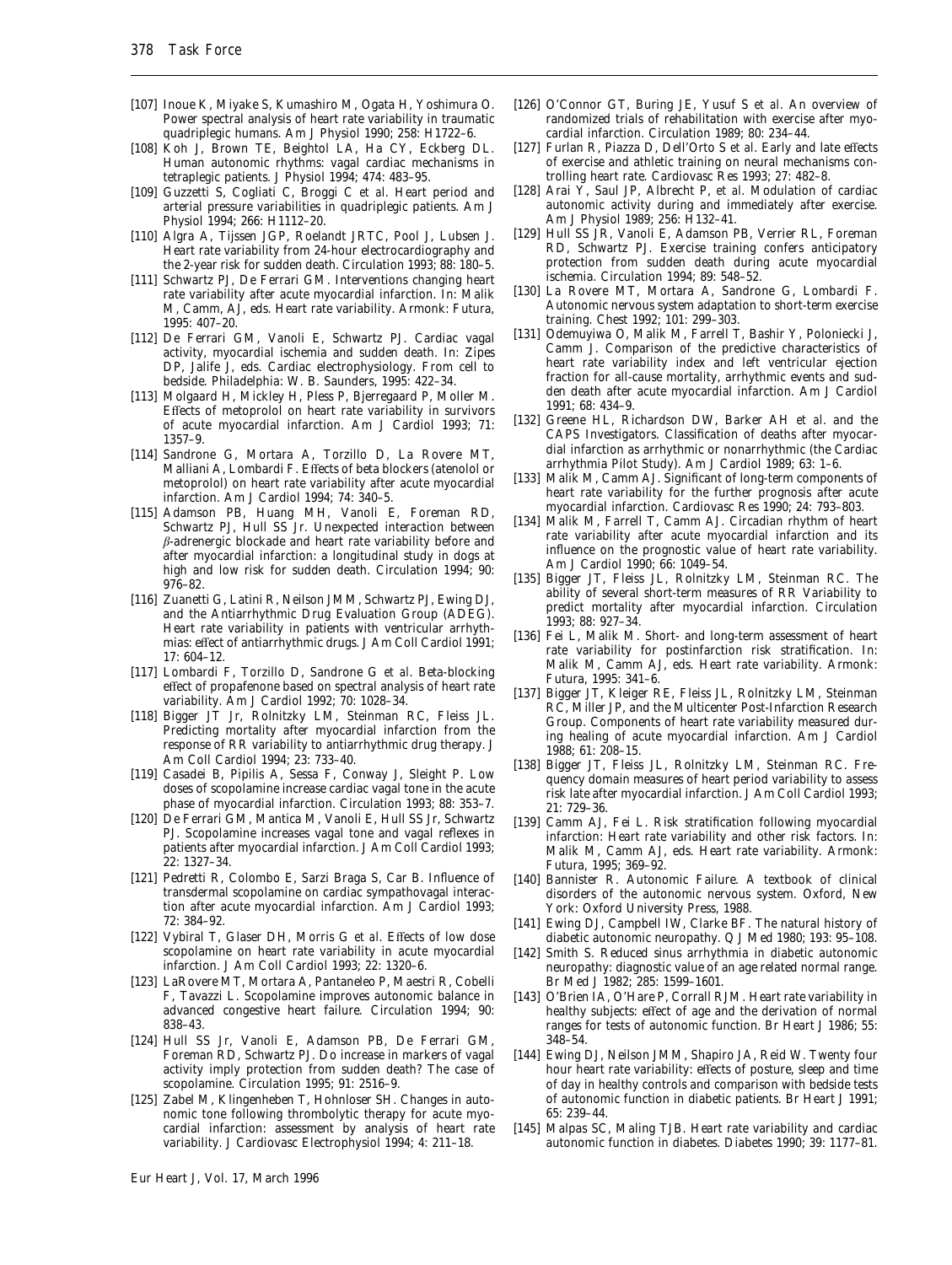[107] Inoue K, Miyake S, Kumashiro M, Ogata H, Yoshimura O. Power spectral analysis of heart rate variability in traumatic quadriplegic humans. Am J Physiol 1990; 258: H1722–6.

[108] Koh J, Brown TE, Beightol LA, Ha CY, Eckberg DL. Human autonomic rhythms: vagal cardiac mechanisms in tetraplegic patients. J Physiol 1994; 474: 483–95.

[109] Guzzetti S, Cogliati C, Broggi C *et al.* Heart period and arterial pressure variabilities in quadriplegic patients. Am J Physiol 1994; 266: H1112–20.

[110] Algra A, Tijssen JGP, Roelandt JRTC, Pool J, Lubsen J. Heart rate variability from 24-hour electrocardiography and the 2-year risk for sudden death. Circulation 1993; 88: 180–5.

[111] Schwartz PJ, De Ferrari GM. Interventions changing heart rate variability after acute myocardial infarction. In: Malik M, Camm, AJ, eds. Heart rate variability. Armonk: Futura, 1995: 407–20.

[112] De Ferrari GM, Vanoli E, Schwartz PJ. Cardiac vagal activity, myocardial ischemia and sudden death. In: Zipes DP, Jalife J, eds. Cardiac electrophysiology. From cell to bedside. Philadelphia: W. B. Saunders, 1995: 422–34.

[113] Molgaard H, Mickley H, Pless P, Bjerregaard P, Moller M. Effects of metoprolol on heart rate variability in survivors of acute myocardial infarction. Am J Cardiol 1993; 71: 1357–9.

[114] Sandrone G, Mortara A, Torzillo D, La Rovere MT, Malliani A, Lombardi F. Effects of beta blockers (atenolol or metoprolol) on heart rate variability after acute myocardial infarction. Am J Cardiol 1994; 74: 340–5.

[115] Adamson PB, Huang MH, Vanoli E, Foreman RD, Schwartz PJ, Hull SS Jr. Unexpected interaction between $\beta$-adrenergic blockade and heart rate variability before and after myocardial infarction: a longitudinal study in dogs at high and low risk for sudden death. Circulation 1994; 90: 976–82.

[116] Zuanetti G, Latini R, Neilson JMM, Schwartz PJ, Ewing DJ, and the Antiarrhythmic Drug Evaluation Group (ADEG). Heart rate variability in patients with ventricular arrhythmias: effect of antiarrhythmic drugs. J Am Coll Cardiol 1991; 17: 604–12.

[117] Lombardi F, Torzillo D, Sandrone G *et al.* Beta-blocking effect of propafenone based on spectral analysis of heart rate variability. Am J Cardiol 1992; 70: 1028–34.

[118] Bigger JT Jr, Rolnitzky LM, Steinman RC, Fleiss JL. Predicting mortality after myocardial infarction from the response of RR variability to antiarrhythmic drug therapy. J Am Coll Cardiol 1994; 23: 733–40.

[119] Casadei B, Pipilis A, Sessa F, Conway J, Sleight P. Low doses of scopolamine increase cardiac vagal tone in the acute phase of myocardial infarction. Circulation 1993; 88: 353–7.

[120] De Ferrari GM, Mantica M, Vanoli E, Hull SS Jr, Schwartz PJ. Scopolamine increases vagal tone and vagal reflexes in patients after myocardial infarction. J Am Coll Cardiol 1993; 22: 1327–34.

[121] Pedretti R, Colombo E, Sarzi Braga S, Car B. Influence of transdermal scopolamine on cardiac sympathovagal interaction after acute myocardial infarction. Am J Cardiol 1993; 72: 384–92.

[122] Vybiral T, Glaser DH, Morris G *et al.* Effects of low dose scopolamine on heart rate variability in acute myocardial infarction. J Am Coll Cardiol 1993; 22: 1320–6.

[123] LaRovere MT, Mortara A, Pantaleneo P, Maestri R, Cobelli F, Tavazzi L. Scopolamine improves autonomic balance in advanced congestive heart failure. Circulation 1994; 90: 838–43.

[124] Hull SS Jr, Vanoli E, Adamson PB, De Ferrari GM, Foreman RD, Schwartz PJ. Do increase in markers of vagal activity imply protection from sudden death? The case of scopolamine. Circulation 1995; 91: 2516–9.

[125] Zabel M, Klingenheben T, Hohnloser SH. Changes in autonomic tone following thrombolytic therapy for acute myocardial infarction: assessment by analysis of heart rate variability. J Cardiovasc Electrophysiol 1994; 4: 211–18.

[126] O'Connor GT, Buring JE, Yusuf S *et al.* An overview of randomized trials of rehabilitation with exercise after myocardial infarction. Circulation 1989; 80: 234–44.

[127] Furlan R, Piazza D, Dell'Orto S *et al.* Early and late effects of exercise and athletic training on neural mechanisms controlling heart rate. Cardiovasc Res 1993; 27: 482–8.

[128] Arai Y, Saul JP, Albrecht P, *et al.* Modulation of cardiac autonomic activity during and immediately after exercise. Am J Physiol 1989; 256: H132–41.

[129] Hull SS JR, Vanoli E, Adamson PB, Verrier RL, Foreman RD, Schwartz PJ. Exercise training confers anticipatory protection from sudden death during acute myocardial ischemia. Circulation 1994; 89: 548–52.

[130] La Rovere MT, Mortara A, Sandrone G, Lombardi F. Autonomic nervous system adaptation to short-term exercise training. Chest 1992; 101: 299–303.

[131] Odemuyiwa O, Malik M, Farrell T, Bashir Y, Poloniecki J, Camm J. Comparison of the predictive characteristics of heart rate variability index and left ventricular ejection fraction for all-cause mortality, arrhythmic events and sudden death after acute myocardial infarction. Am J Cardiol 1991; 68: 434–9.

[132] Greene HL, Richardson DW, Barker AH *et al.* and the CAPS Investigators. Classification of deaths after myocardial infarction as arrhythmic or nonarrhythmic (the Cardiac arrhythmia Pilot Study). Am J Cardiol 1989; 63: 1–6.

[133] Malik M, Camm AJ. Significant of long-term components of heart rate variability for the further prognosis after acute myocardial infarction. Cardiovasc Res 1990; 24: 793–803.

[134] Malik M, Farrell T, Camm AJ. Circadian rhythm of heart rate variability after acute myocardial infarction and its influence on the prognostic value of heart rate variability. Am J Cardiol 1990; 66: 1049–54.

[135] Bigger JT, Fleiss JL, Rolnitzky LM, Steinman RC. The ability of several short-term measures of RR Variability to predict mortality after myocardial infarction. Circulation 1993; 88: 927–34.

[136] Fei L, Malik M. Short- and long-term assessment of heart rate variability for postinfarction risk stratification. In: Malik M, Camm AJ, eds. Heart rate variability. Armonk: Futura, 1995: 341–6.

[137] Bigger JT, Kleiger RE, Fleiss JL, Rolnitzky LM, Steinman RC, Miller JP, and the Multicenter Post-Infarction Research Group. Components of heart rate variability measured during healing of acute myocardial infarction. Am J Cardiol 1988; 61: 208–15.

[138] Bigger JT, Fleiss JL, Rolnitzky LM, Steinman RC. Frequency domain measures of heart period variability to assess risk late after myocardial infarction. J Am Coll Cardiol 1993; 21: 729–36.

[139] Camm AJ, Fei L. Risk stratification following myocardial infarction: Heart rate variability and other risk factors. In: Malik M, Camm AJ, eds. Heart rate variability. Armonk: Futura, 1995; 369–92.

[140] Bannister R. Autonomic Failure. A textbook of clinical disorders of the autonomic nervous system. Oxford, New York: Oxford University Press, 1988.

[141] Ewing DJ, Campbell IW, Clarke BF. The natural history of diabetic autonomic neuropathy. Q J Med 1980; 193: 95–108.

[142] Smith S. Reduced sinus arrhythmia in diabetic autonomic neuropathy: diagnostic value of an age related normal range. Br Med J 1982; 285: 1599–1601.

[143] O'Brien IA, O'Hare P, Corrall RJM. Heart rate variability in healthy subjects: effect of age and the derivation of normal ranges for tests of autonomic function. Br Heart J 1986; 55: 348–54.

[144] Ewing DJ, Neilson JMM, Shapiro JA, Reid W. Twenty four hour heart rate variability: effects of posture, sleep and time of day in healthy controls and comparison with bedside tests of autonomic function in diabetic patients. Br Heart J 1991; 65: 239–44.

[145] Malpas SC, Maling TJB. Heart rate variability and cardiac autonomic function in diabetes. Diabetes 1990; 39: 1177–81.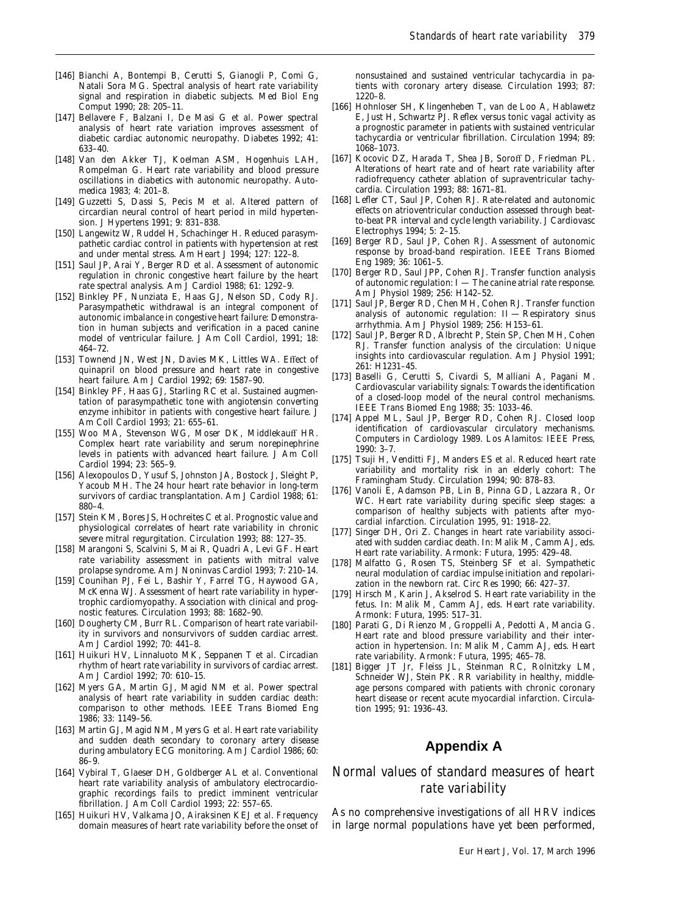[146] Bianchi A, Bontempi B, Cerutti S, Gianogli P, Comi G, Natali Sora MG. Spectral analysis of heart rate variability signal and respiration in diabetic subjects. Med Biol Eng Comput 1990; 28: 205–11.

[147] Bellavere F, Balzani I, De Masi G *et al.* Power spectral analysis of heart rate variation improves assessment of diabetic cardiac autonomic neuropathy. Diabetes 1992; 41: 633–40.

[148] Van den Akker TJ, Koelman ASM, Hogenhuis LAH, Rompelman G. Heart rate variability and blood pressure oscillations in diabetics with autonomic neuropathy. Automedica 1983; 4: 201–8.

[149] Guzzetti S, Dassi S, Pecis M *et al.* Altered pattern of circardian neural control of heart period in mild hypertension. J Hypertens 1991; 9: 831–838.

[150] Langewitz W, Ruddel H, Schachinger H. Reduced parasympathetic cardiac control in patients with hypertension at rest and under mental stress. Am Heart J 1994; 127: 122–8.

[151] Saul JP, Arai Y, Berger RD *et al.* Assessment of autonomic regulation in chronic congestive heart failure by the heart rate spectral analysis. Am J Cardiol 1988; 61: 1292–9.

[152] Binkley PF, Nunziata E, Haas GJ, Nelson SD, Cody RJ. Parasympathetic withdrawal is an integral component of autonomic imbalance in congestive heart failure: Demonstration in human subjects and verification in a paced canine model of ventricular failure. J Am Coll Cardiol, 1991; 18: 464–72.

[153] Townend JN, West JN, Davies MK, Littles WA. Effect of quinapril on blood pressure and heart rate in congestive heart failure. Am J Cardiol 1992; 69: 1587–90.

[154] Binkley PF, Haas GJ, Starling RC *et al.* Sustained augmentation of parasympathetic tone with angiotensin converting enzyme inhibitor in patients with congestive heart failure. J Am Coll Cardiol 1993; 21: 655–61.

[155] Woo MA, Stevenson WG, Moser DK, Middlekauff HR. Complex heart rate variability and serum norepinephrine levels in patients with advanced heart failure. J Am Coll Cardiol 1994; 23: 565–9.

[156] Alexopoulos D, Yusuf S, Johnston JA, Bostock J, Sleight P, Yacoub MH. The 24 hour heart rate behavior in long-term survivors of cardiac transplantation. Am J Cardiol 1988; 61: 880–4.

[157] Stein KM, Bores JS, Hochreites C *et al.* Prognostic value and physiological correlates of heart rate variability in chronic severe mitral regurgitation. Circulation 1993; 88: 127–35.

[158] Marangoni S, Scalvini S, Mai R, Quadri A, Levi GF. Heart rate variability assessment in patients with mitral valve prolapse syndrome. Am J Noninvas Cardiol 1993; 7: 210–14.

[159] Counihan PJ, Fei L, Bashir Y, Farrel TG, Haywood GA, McKenna WJ. Assessment of heart rate variability in hypertrophic cardiomyopathy. Association with clinical and prognostic features. Circulation 1993; 88: 1682–90.

[160] Dougherty CM, Burr RL. Comparison of heart rate variability in survivors and nonsurvivors of sudden cardiac arrest. Am J Cardiol 1992; 70: 441–8.

[161] Huikuri HV, Linnaluoto MK, Seppanen T *et al.* Circadian rhythm of heart rate variability in survivors of cardiac arrest. Am J Cardiol 1992; 70: 610–15.

[162] Myers GA, Martin GJ, Magid NM *et al.* Power spectral analysis of heart rate variability in sudden cardiac death: comparison to other methods. IEEE Trans Biomed Eng 1986; 33: 1149–56.

[163] Martin GJ, Magid NM, Myers G *et al.* Heart rate variability and sudden death secondary to coronary artery disease during ambulatory ECG monitoring. Am J Cardiol 1986; 60: 86–9.

[164] Vybiral T, Glaeser DH, Goldberger AL *et al.* Conventional heart rate variability analysis of ambulatory electrocardiographic recordings fails to predict imminent ventricular fibrillation. J Am Coll Cardiol 1993; 22: 557–65.

[165] Huikuri HV, Valkama JO, Airaksinen KEJ *et al.* Frequency domain measures of heart rate variability before the onset of nonsustained and sustained ventricular tachycardia in patients with coronary artery disease. Circulation 1993; 87: 1220–8.

[166] Hohnloser SH, Klingenheben T, van de Loo A, Hablawetz E, Just H, Schwartz PJ. Reflex versus tonic vagal activity as a prognostic parameter in patients with sustained ventricular tachycardia or ventricular fibrillation. Circulation 1994; 89: 1068–1073.

[167] Kocovic DZ, Harada T, Shea JB, Soroff D, Friedman PL. Alterations of heart rate and of heart rate variability after radiofrequency catheter ablation of supraventricular tachycardia. Circulation 1993; 88: 1671–81.

[168] Lefler CT, Saul JP, Cohen RJ. Rate-related and autonomic effects on atrioventricular conduction assessed through beat-to-beat PR interval and cycle length variability. J Cardiovasc Electrophys 1994; 5: 2–15.

[169] Berger RD, Saul JP, Cohen RJ. Assessment of autonomic response by broad-band respiration. IEEE Trans Biomed Eng 1989; 36: 1061–5.

[170] Berger RD, Saul JPP, Cohen RJ. Transfer function analysis of autonomic regulation: I — The canine atrial rate response. Am J Physiol 1989; 256: H142–52.

[171] Saul JP, Berger RD, Chen MH, Cohen RJ. Transfer function analysis of autonomic regulation: II — Respiratory sinus arrhythmia. Am J Physiol 1989; 256: H153–61.

[172] Saul JP, Berger RD, Albrecht P, Stein SP, Chen MH, Cohen RJ. Transfer function analysis of the circulation: Unique insights into cardiovascular regulation. Am J Physiol 1991; 261: H1231–45.

[173] Baselli G, Cerutti S, Civardi S, Malliani A, Pagani M. Cardiovascular variability signals: Towards the identification of a closed-loop model of the neural control mechanisms. IEEE Trans Biomed Eng 1988; 35: 1033–46.

[174] Appel ML, Saul JP, Berger RD, Cohen RJ. Closed loop identification of cardiovascular circulatory mechanisms. Computers in Cardiology 1989. Los Alamitos: IEEE Press, 1990: 3–7.

[175] Tsuji H, Venditti FJ, Manders ES *et al.* Reduced heart rate variability and mortality risk in an elderly cohort: The Framingham Study. Circulation 1994; 90: 878–83.

[176] Vanoli E, Adamson PB, Lin B, Pinna GD, Lazzara R, Or WC. Heart rate variability during specific sleep stages: a comparison of healthy subjects with patients after myocardial infarction. Circulation 1995, 91: 1918–22.

[177] Singer DH, Ori Z. Changes in heart rate variability associated with sudden cardiac death. In: Malik M, Camm AJ, eds. Heart rate variability. Armonk: Futura, 1995: 429–48.

[178] Malfatto G, Rosen TS, Steinberg SF *et al.* Sympathetic neural modulation of cardiac impulse initiation and repolarization in the newborn rat. Circ Res 1990; 66: 427–37.

[179] Hirsch M, Karin J, Akselrod S. Heart rate variability in the fetus. In: Malik M, Camm AJ, eds. Heart rate variability. Armonk: Futura, 1995: 517–31.

[180] Parati G, Di Rienzo M, Groppelli A, Pedotti A, Mancia G. Heart rate and blood pressure variability and their interaction in hypertension. In: Malik M, Camm AJ, eds. Heart rate variability. Armonk: Futura, 1995; 465–78.

[181] Bigger JT Jr, Fleiss JL, Steinman RC, Rolnitzky LM, Schneider WJ, Stein PK. RR variability in healthy, middle-age persons compared with patients with chronic coronary heart disease or recent acute myocardial infarction. Circulation 1995; 91: 1936–43.

# Appendix A

## Normal values of standard measures of heart rate variability

As no comprehensive investigations of all HRV indices in large normal populations have yet been performed,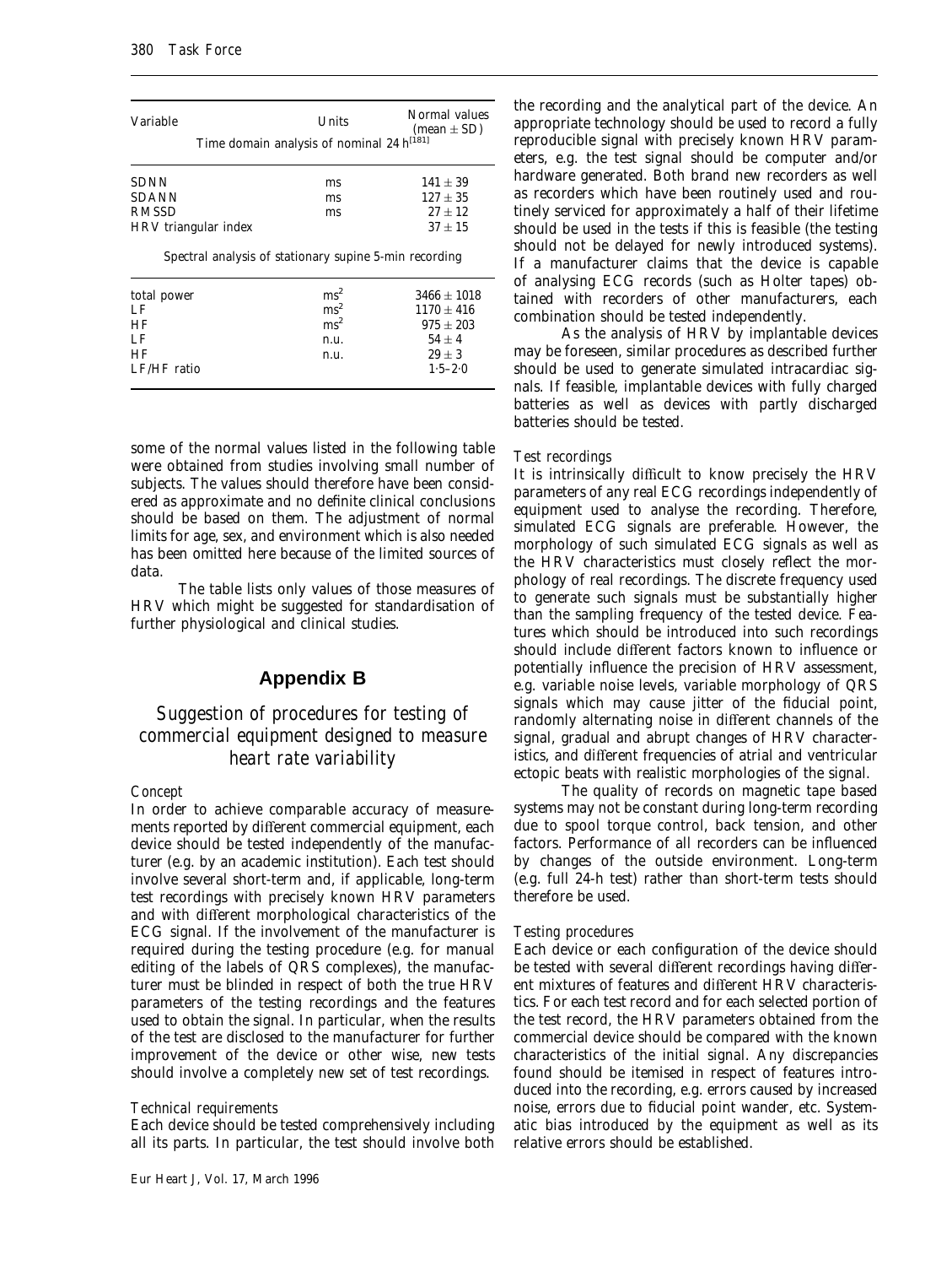| Variable | Units | Normal values (mean ± SD) |
|---|---|---|
| Time domain analysis of nominal 24 h[181] | | |
| SDNN | ms | 141 ± 39 |
| SDANN | ms | 127 ± 35 |
| RMSSD | ms | 27 ± 12 |
| HRV triangular index | | 37 ± 15 |
| Spectral analysis of stationary supine 5-min recording | | |
| total power | $ms^2$ | 3466 ± 1018 |
| LF | $ms^2$ | 1170 ± 416 |
| HF | $ms^2$ | 975 ± 203 |
| LF | n.u. | 54 ± 4 |
| HF | n.u. | 29 ± 3 |
| LF/HF ratio | | 1·5–2·0 |

some of the normal values listed in the following table were obtained from studies involving small number of subjects. The values should therefore have been considered as approximate and no definite clinical conclusions should be based on them. The adjustment of normal limits for age, sex, and environment which is also needed has been omitted here because of the limited sources of data.

The table lists only values of those measures of HRV which might be suggested for standardisation of further physiological and clinical studies.

# Appendix B

## Suggestion of procedures for testing of commercial equipment designed to measure heart rate variability

### *Concept*

In order to achieve comparable accuracy of measurements reported by different commercial equipment, each device should be tested independently of the manufacturer (e.g. by an academic institution). Each test should involve several short-term and, if applicable, long-term test recordings with precisely known HRV parameters and with different morphological characteristics of the ECG signal. If the involvement of the manufacturer is required during the testing procedure (e.g. for manual editing of the labels of QRS complexes), the manufacturer must be blinded in respect of both the true HRV parameters of the testing recordings and the features used to obtain the signal. In particular, when the results of the test are disclosed to the manufacturer for further improvement of the device or other wise, new tests should involve a completely new set of test recordings.

### *Technical requirements*

Each device should be tested comprehensively including all its parts. In particular, the test should involve both the recording and the analytical part of the device. An appropriate technology should be used to record a fully reproducible signal with precisely known HRV parameters, e.g. the test signal should be computer and/or hardware generated. Both brand new recorders as well as recorders which have been routinely used and routinely serviced for approximately a half of their lifetime should be used in the tests if this is feasible (the testing should not be delayed for newly introduced systems). If a manufacturer claims that the device is capable of analysing ECG records (such as Holter tapes) obtained with recorders of other manufacturers, each combination should be tested independently.

As the analysis of HRV by implantable devices may be foreseen, similar procedures as described further should be used to generate simulated intracardiac signals. If feasible, implantable devices with fully charged batteries as well as devices with partly discharged batteries should be tested.

### *Test recordings*

It is intrinsically difficult to know precisely the HRV parameters of any real ECG recordings independently of equipment used to analyse the recording. Therefore, simulated ECG signals are preferable. However, the morphology of such simulated ECG signals as well as the HRV characteristics must closely reflect the morphology of real recordings. The discrete frequency used to generate such signals must be substantially higher than the sampling frequency of the tested device. Features which should be introduced into such recordings should include different factors known to influence or potentially influence the precision of HRV assessment, e.g. variable noise levels, variable morphology of QRS signals which may cause jitter of the fiducial point, randomly alternating noise in different channels of the signal, gradual and abrupt changes of HRV characteristics, and different frequencies of atrial and ventricular ectopic beats with realistic morphologies of the signal.

The quality of records on magnetic tape based systems may not be constant during long-term recording due to spool torque control, back tension, and other factors. Performance of all recorders can be influenced by changes of the outside environment. Long-term (e.g. full 24-h test) rather than short-term tests should therefore be used.

### *Testing procedures*

Each device or each configuration of the device should be tested with several different recordings having different mixtures of features and different HRV characteristics. For each test record and for each selected portion of the test record, the HRV parameters obtained from the commercial device should be compared with the known characteristics of the initial signal. Any discrepancies found should be itemised in respect of features introduced into the recording, e.g. errors caused by increased noise, errors due to fiducial point wander, etc. Systematic bias introduced by the equipment as well as its relative errors should be established.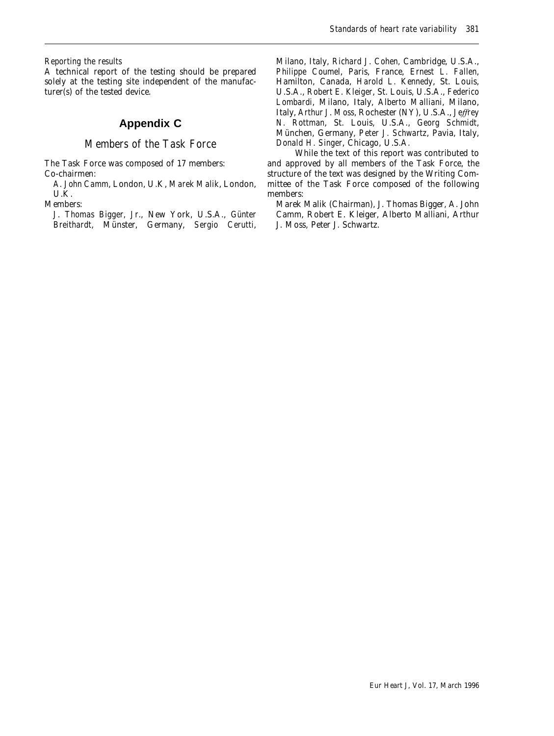*Reporting the results*

A technical report of the testing should be prepared solely at the testing site independent of the manufacturer(s) of the tested device.

## Appendix C

### Members of the Task Force

The Task Force was composed of 17 members:

Co-chairmen:

*A. John Camm*, London, U.K, *Marek Malik*, London, U.K.

Members:

*J. Thomas Bigger, Jr.*, New York, U.S.A., *Günter Breithardt*, Münster, Germany, *Sergio Cerutti*, Milano, Italy, *Richard J. Cohen*, Cambridge, U.S.A., *Philippe Coumel*, Paris, France, *Ernest L. Fallen*, Hamilton, Canada, *Harold L. Kennedy*, St. Louis, U.S.A., *Robert E. Kleiger*, St. Louis, U.S.A., *Federico Lombardi*, Milano, Italy, *Alberto Malliani*, Milano, Italy, *Arthur J. Moss*, Rochester (NY), U.S.A., *Jeffrey N. Rottman*, St. Louis, U.S.A., *Georg Schmidt*, München, Germany, *Peter J. Schwartz*, Pavia, Italy, *Donald H. Singer*, Chicago, U.S.A.

While the text of this report was contributed to and approved by all members of the Task Force, the structure of the text was designed by the Writing Committee of the Task Force composed of the following members:

Marek Malik (Chairman), J. Thomas Bigger, A. John Camm, Robert E. Kleiger, Alberto Malliani, Arthur J. Moss, Peter J. Schwartz.